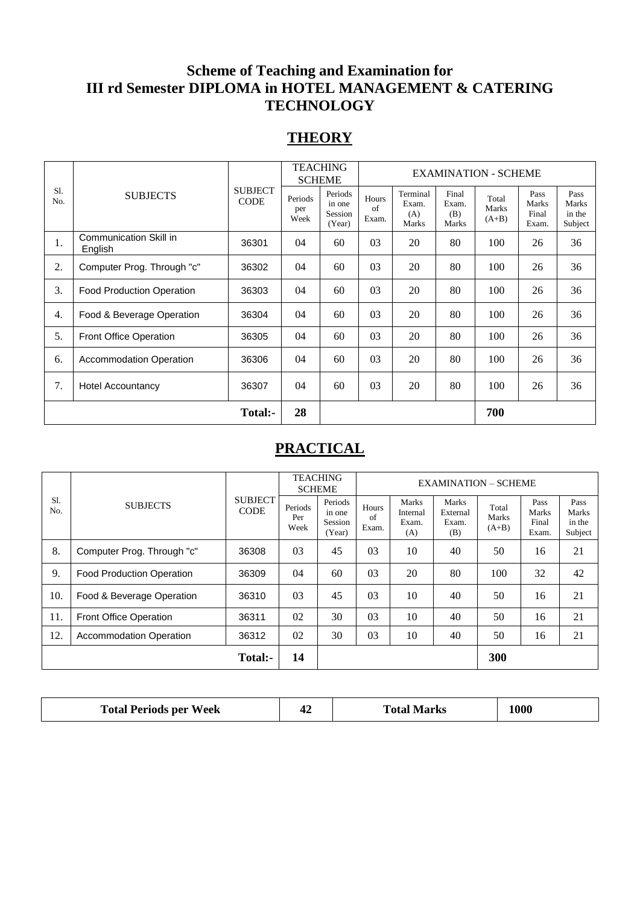# Scheme of Teaching and Examination for III rd Semester DIPLOMA in HOTEL MANAGEMENT & CATERING TECHNOLOGY

## THEORY

| Sl. No. | SUBJECTS | SUBJECT CODE | TEACHING SCHEME | | EXAMINATION - SCHEME | | | | | |
|---|---|---|---|---|---|---|---|---|---|---|
| | | | Periods per Week | Periods in one Session (Year) | Hours of Exam. | Terminal Exam. (A) Marks | Final Exam. (B) Marks | Total Marks (A+B) | Pass Marks Final Exam. | Pass Marks in the Subject |
| 1. | Communication Skill in English | 36301 | 04 | 60 | 03 | 20 | 80 | 100 | 26 | 36 |
| 2. | Computer Prog. Through "c" | 36302 | 04 | 60 | 03 | 20 | 80 | 100 | 26 | 36 |
| 3. | Food Production Operation | 36303 | 04 | 60 | 03 | 20 | 80 | 100 | 26 | 36 |
| 4. | Food & Beverage Operation | 36304 | 04 | 60 | 03 | 20 | 80 | 100 | 26 | 36 |
| 5. | Front Office Operation | 36305 | 04 | 60 | 03 | 20 | 80 | 100 | 26 | 36 |
| 6. | Accommodation Operation | 36306 | 04 | 60 | 03 | 20 | 80 | 100 | 26 | 36 |
| 7. | Hotel Accountancy | 36307 | 04 | 60 | 03 | 20 | 80 | 100 | 26 | 36 |
| | | **Total:-** | **28** | | | | | **700** | | |

## PRACTICAL

| Sl. No. | SUBJECTS | SUBJECT CODE | TEACHING SCHEME | | EXAMINATION – SCHEME | | | | | |
|---|---|---|---|---|---|---|---|---|---|---|
| | | | Periods Per Week | Periods in one Session (Year) | Hours of Exam. | Marks Internal Exam. (A) | Marks External Exam. (B) | Total Marks (A+B) | Pass Marks Final Exam. | Pass Marks in the Subject |
| 8. | Computer Prog. Through "c" | 36308 | 03 | 45 | 03 | 10 | 40 | 50 | 16 | 21 |
| 9. | Food Production Operation | 36309 | 04 | 60 | 03 | 20 | 80 | 100 | 32 | 42 |
| 10. | Food & Beverage Operation | 36310 | 03 | 45 | 03 | 10 | 40 | 50 | 16 | 21 |
| 11. | Front Office Operation | 36311 | 02 | 30 | 03 | 10 | 40 | 50 | 16 | 21 |
| 12. | Accommodation Operation | 36312 | 02 | 30 | 03 | 10 | 40 | 50 | 16 | 21 |
| | | **Total:-** | **14** | | | | | **300** | | |

| **Total Periods per Week** | **42** | **Total Marks** | **1000** |
|---|---|---|---|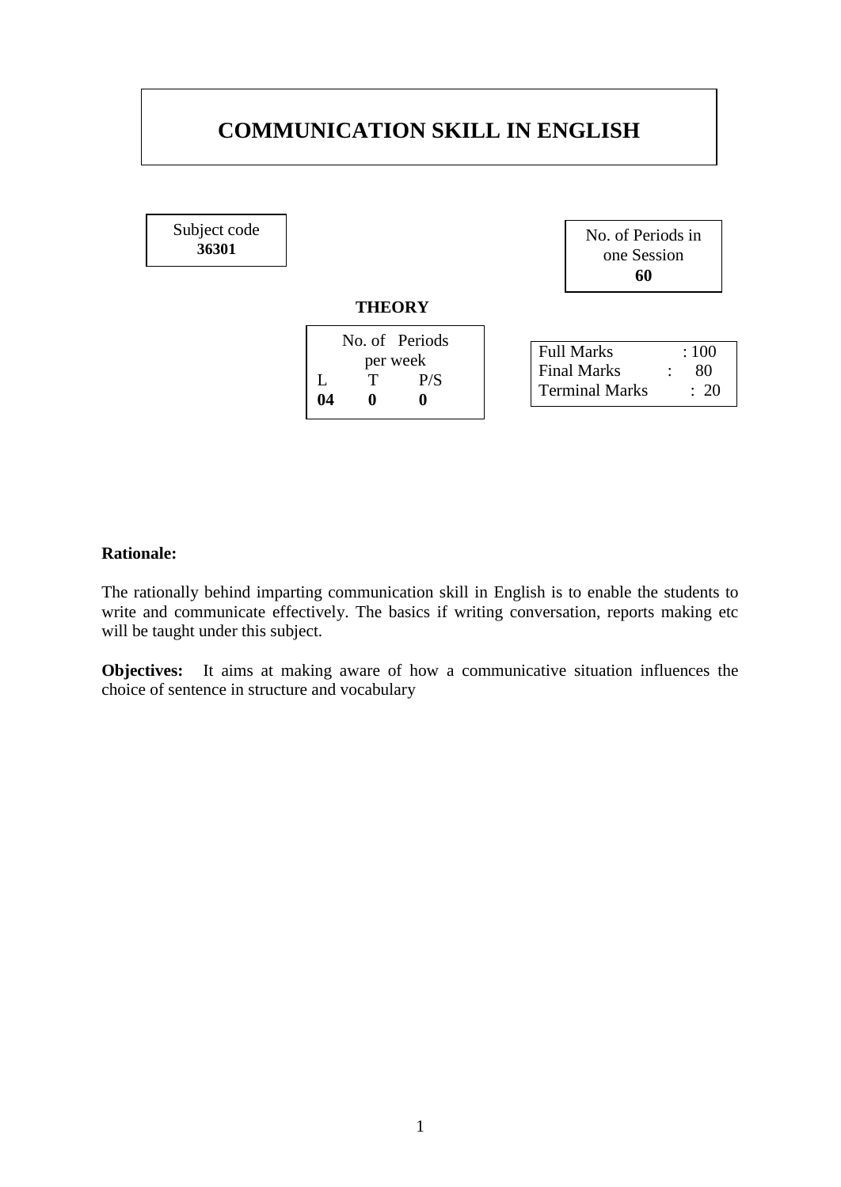# COMMUNICATION SKILL IN ENGLISH

| Subject code |
| --- |
| **36301** |

| No. of Periods in one Session |
| --- |
| **60** |

**THEORY**

| No. of Periods per week | | |
| --- | --- | --- |
| L | T | P/S |
| **04** | **0** | **0** |

| | |
| --- | --- |
| Full Marks | : 100 |
| Final Marks | : 80 |
| Terminal Marks | : 20 |

**Rationale:**

The rationally behind imparting communication skill in English is to enable the students to write and communicate effectively. The basics if writing conversation, reports making etc will be taught under this subject.

**Objectives:** It aims at making aware of how a communicative situation influences the choice of sentence in structure and vocabulary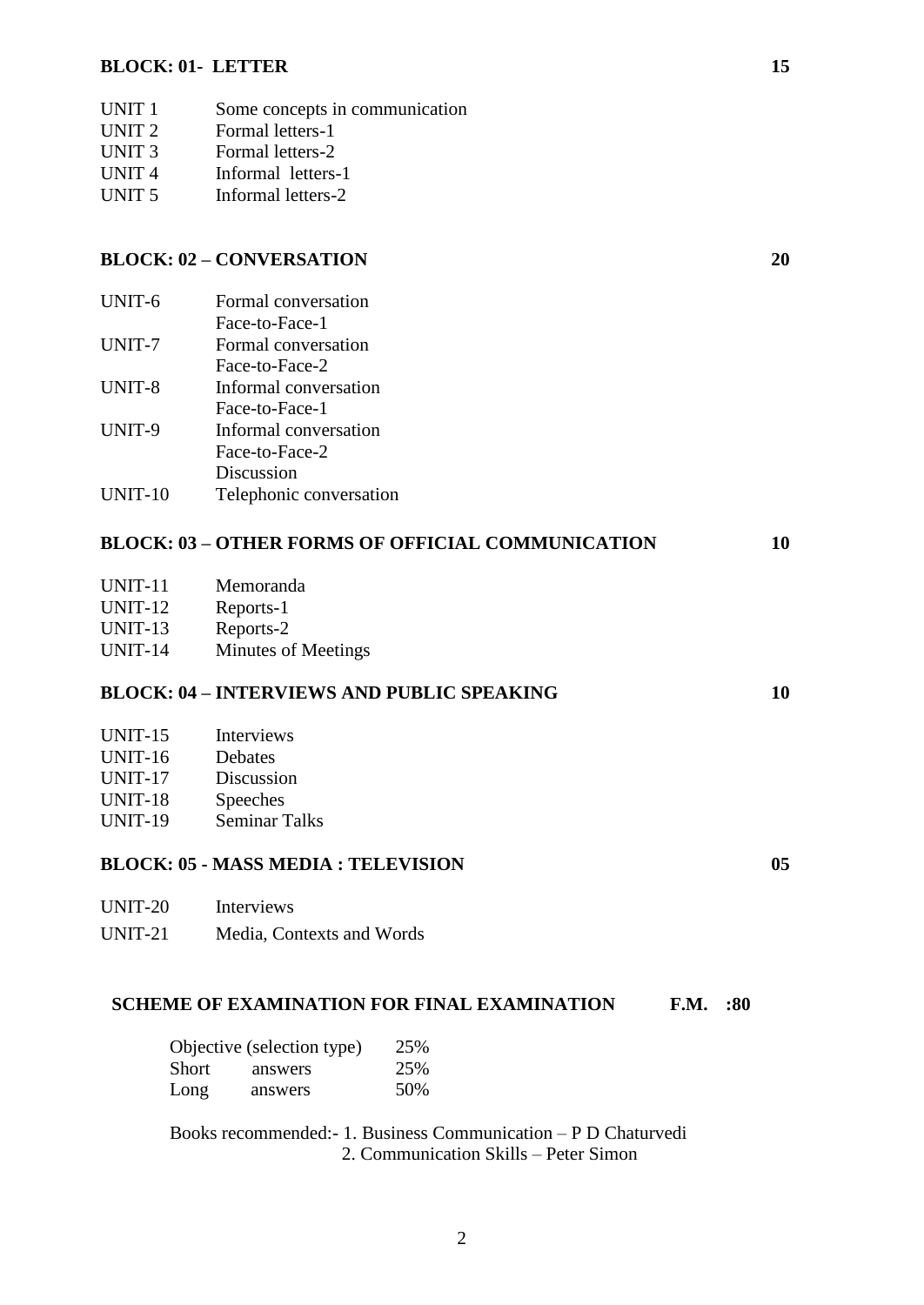**BLOCK: 01- LETTER** 15

| | |
|---|---|
| UNIT 1 | Some concepts in communication |
| UNIT 2 | Formal letters-1 |
| UNIT 3 | Formal letters-2 |
| UNIT 4 | Informal letters-1 |
| UNIT 5 | Informal letters-2 |

**BLOCK: 02 – CONVERSATION** 20

| | |
|---|---|
| UNIT-6 | Formal conversation Face-to-Face-1 |
| UNIT-7 | Formal conversation Face-to-Face-2 |
| UNIT-8 | Informal conversation Face-to-Face-1 |
| UNIT-9 | Informal conversation Face-to-Face-2 Discussion |
| UNIT-10 | Telephonic conversation |

**BLOCK: 03 – OTHER FORMS OF OFFICIAL COMMUNICATION** 10

| | |
|---|---|
| UNIT-11 | Memoranda |
| UNIT-12 | Reports-1 |
| UNIT-13 | Reports-2 |
| UNIT-14 | Minutes of Meetings |

**BLOCK: 04 – INTERVIEWS AND PUBLIC SPEAKING** 10

| | |
|---|---|
| UNIT-15 | Interviews |
| UNIT-16 | Debates |
| UNIT-17 | Discussion |
| UNIT-18 | Speeches |
| UNIT-19 | Seminar Talks |

**BLOCK: 05 - MASS MEDIA : TELEVISION** 05

| | |
|---|---|
| UNIT-20 | Interviews |
| UNIT-21 | Media, Contexts and Words |

**SCHEME OF EXAMINATION FOR FINAL EXAMINATION F.M. :80**

| | |
|---|---|
| Objective (selection type) | 25% |
| Short answers | 25% |
| Long answers | 50% |

Books recommended:- 1. Business Communication – P D Chaturvedi
2. Communication Skills – Peter Simon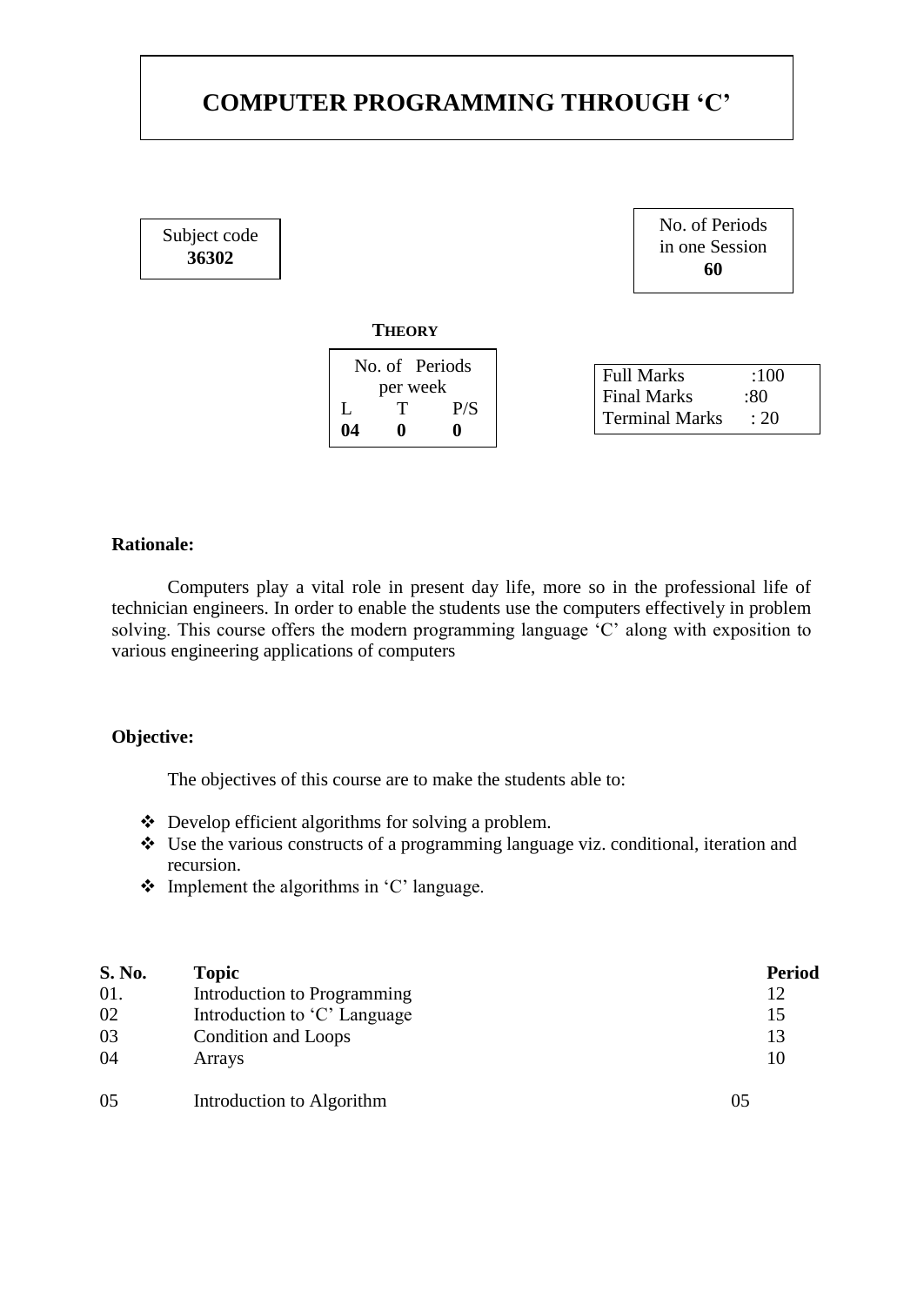# COMPUTER PROGRAMMING THROUGH 'C'

| Subject code |
|---|
| **36302** |

| No. of Periods in one Session |
|---|
| **60** |

**THEORY**

| No. of Periods per week | | |
|---|---|---|
| L | T | P/S |
| **04** | **0** | **0** |

| | |
|---|---|
| Full Marks | :100 |
| Final Marks | :80 |
| Terminal Marks | : 20 |

**Rationale:**

Computers play a vital role in present day life, more so in the professional life of technician engineers. In order to enable the students use the computers effectively in problem solving. This course offers the modern programming language 'C' along with exposition to various engineering applications of computers

**Objective:**

The objectives of this course are to make the students able to:

- Develop efficient algorithms for solving a problem.
- Use the various constructs of a programming language viz. conditional, iteration and recursion.
- Implement the algorithms in 'C' language.

| S. No. | Topic | Period |
|---|---|---|
| 01. | Introduction to Programming | 12 |
| 02 | Introduction to 'C' Language | 15 |
| 03 | Condition and Loops | 13 |
| 04 | Arrays | 10 |
| 05 | Introduction to Algorithm | 05 |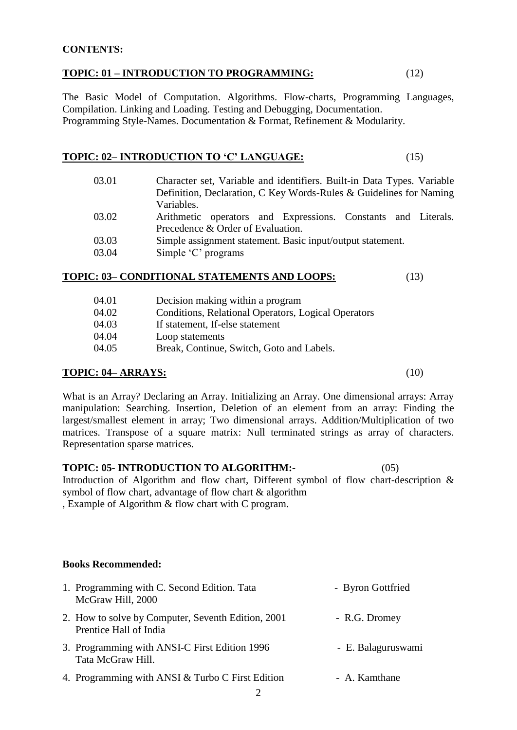**CONTENTS:**

**TOPIC: 01 – INTRODUCTION TO PROGRAMMING:** (12)

The Basic Model of Computation. Algorithms. Flow-charts, Programming Languages, Compilation. Linking and Loading. Testing and Debugging, Documentation. Programming Style-Names. Documentation & Format, Refinement & Modularity.

**TOPIC: 02– INTRODUCTION TO 'C' LANGUAGE:** (15)

| | |
|---|---|
| 03.01 | Character set, Variable and identifiers. Built-in Data Types. Variable Definition, Declaration, C Key Words-Rules & Guidelines for Naming Variables. |
| 03.02 | Arithmetic operators and Expressions. Constants and Literals. Precedence & Order of Evaluation. |
| 03.03 | Simple assignment statement. Basic input/output statement. |
| 03.04 | Simple 'C' programs |

**TOPIC: 03– CONDITIONAL STATEMENTS AND LOOPS:** (13)

| | |
|---|---|
| 04.01 | Decision making within a program |
| 04.02 | Conditions, Relational Operators, Logical Operators |
| 04.03 | If statement, If-else statement |
| 04.04 | Loop statements |
| 04.05 | Break, Continue, Switch, Goto and Labels. |

**TOPIC: 04– ARRAYS:** (10)

What is an Array? Declaring an Array. Initializing an Array. One dimensional arrays: Array manipulation: Searching. Insertion, Deletion of an element from an array: Finding the largest/smallest element in array; Two dimensional arrays. Addition/Multiplication of two matrices. Transpose of a square matrix: Null terminated strings as array of characters. Representation sparse matrices.

**TOPIC: 05- INTRODUCTION TO ALGORITHM:-** (05)

Introduction of Algorithm and flow chart, Different symbol of flow chart-description & symbol of flow chart, advantage of flow chart & algorithm
, Example of Algorithm & flow chart with C program.

**Books Recommended:**

1. Programming with C. Second Edition. Tata McGraw Hill, 2000 - Byron Gottfried
2. How to solve by Computer, Seventh Edition, 2001 Prentice Hall of India - R.G. Dromey
3. Programming with ANSI-C First Edition 1996 Tata McGraw Hill. - E. Balaguruswami
4. Programming with ANSI & Turbo C First Edition - A. Kamthane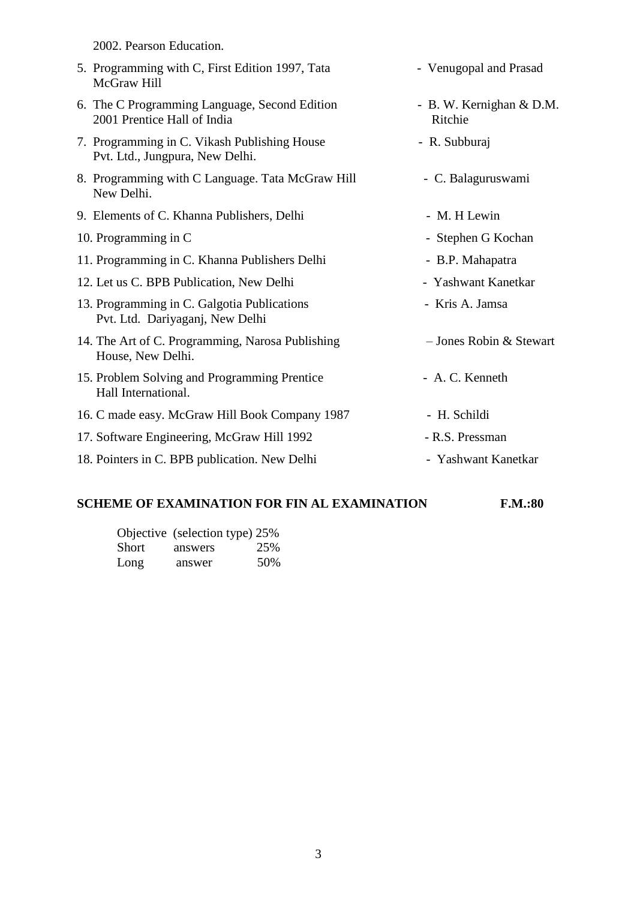2002. Pearson Education.

5. Programming with C, First Edition 1997, Tata McGraw Hill - Venugopal and Prasad
6. The C Programming Language, Second Edition 2001 Prentice Hall of India - B. W. Kernighan & D.M. Ritchie
7. Programming in C. Vikash Publishing House Pvt. Ltd., Jungpura, New Delhi. - R. Subburaj
8. Programming with C Language. Tata McGraw Hill New Delhi. - C. Balaguruswami
9. Elements of C. Khanna Publishers, Delhi - M. H Lewin
10. Programming in C - Stephen G Kochan
11. Programming in C. Khanna Publishers Delhi - B.P. Mahapatra
12. Let us C. BPB Publication, New Delhi - Yashwant Kanetkar
13. Programming in C. Galgotia Publications Pvt. Ltd. Dariyaganj, New Delhi - Kris A. Jamsa
14. The Art of C. Programming, Narosa Publishing House, New Delhi. – Jones Robin & Stewart
15. Problem Solving and Programming Prentice Hall International. - A. C. Kenneth
16. C made easy. McGraw Hill Book Company 1987 - H. Schildi
17. Software Engineering, McGraw Hill 1992 - R.S. Pressman
18. Pointers in C. BPB publication. New Delhi - Yashwant Kanetkar

**SCHEME OF EXAMINATION FOR FIN AL EXAMINATION F.M.:80**

| | | |
|---|---|---|
| Objective | (selection type) | 25% |
| Short | answers | 25% |
| Long | answer | 50% |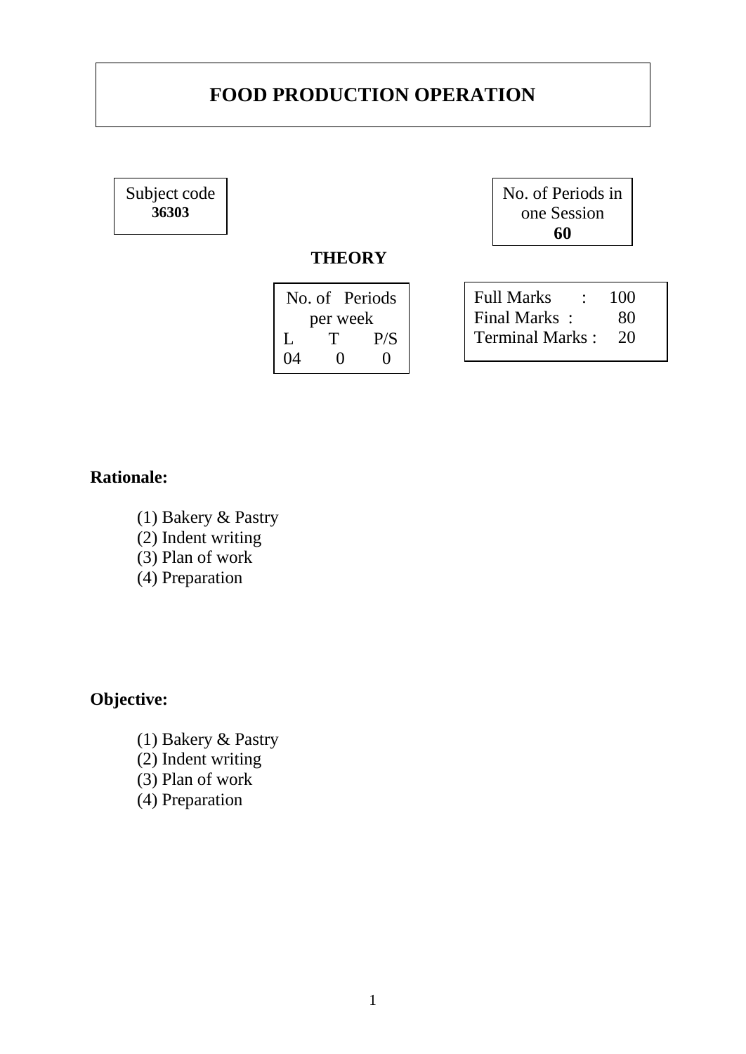# FOOD PRODUCTION OPERATION

| Subject code |
|---|
| **36303** |

| No. of Periods in one Session |
|---|
| **60** |

**THEORY**

| No. of Periods per week | | |
|---|---|---|
| L | T | P/S |
| 04 | 0 | 0 |

| | | |
|---|---|---|
| Full Marks | : | 100 |
| Final Marks | : | 80 |
| Terminal Marks | : | 20 |

**Rationale:**

(1) Bakery & Pastry
(2) Indent writing
(3) Plan of work
(4) Preparation

**Objective:**

(1) Bakery & Pastry
(2) Indent writing
(3) Plan of work
(4) Preparation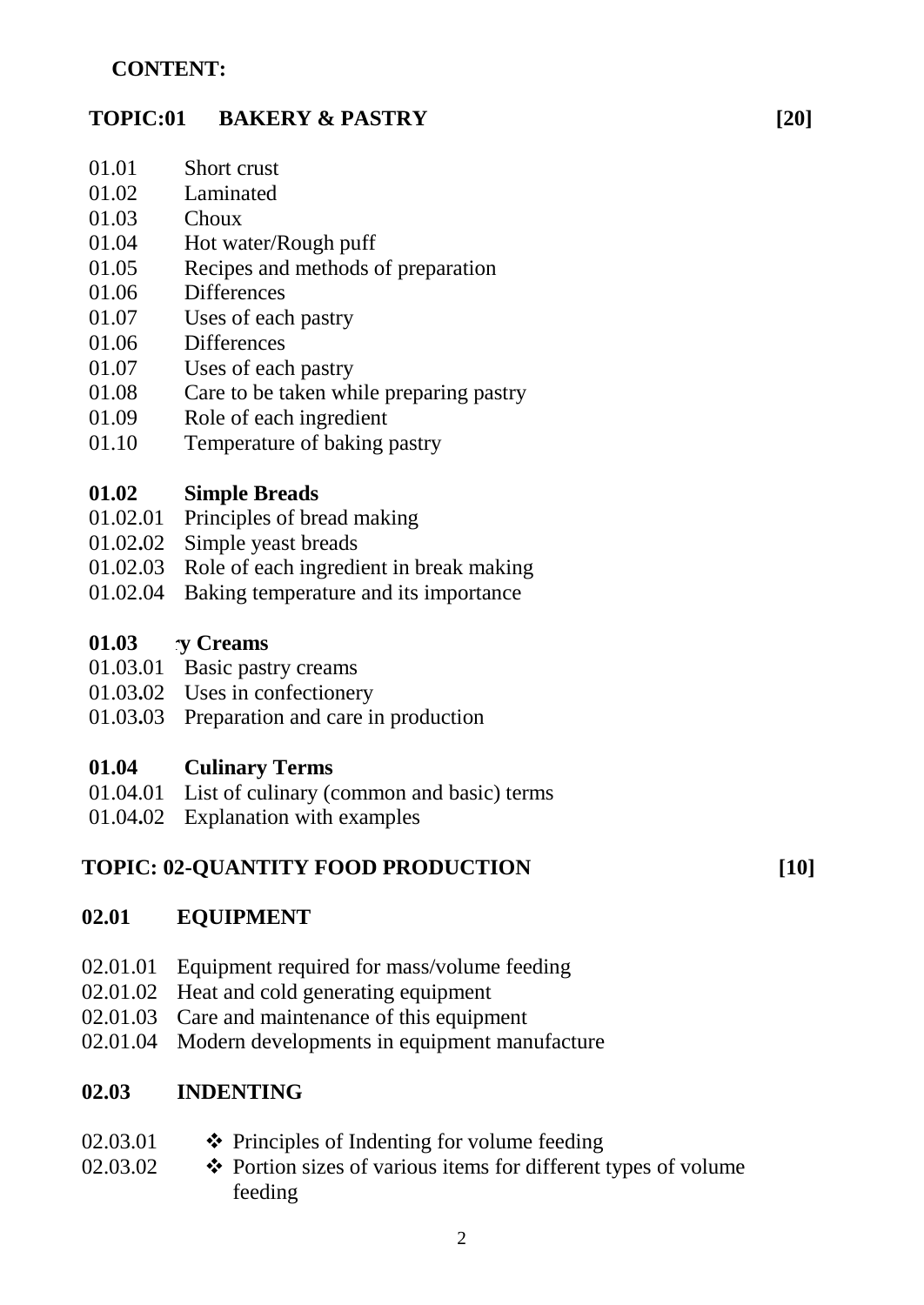**CONTENT:**

## TOPIC:01 BAKERY & PASTRY [20]

- 01.01 Short crust
- 01.02 Laminated
- 01.03 Choux
- 01.04 Hot water/Rough puff
- 01.05 Recipes and methods of preparation
- 01.06 Differences
- 01.07 Uses of each pastry
- 01.06 Differences
- 01.07 Uses of each pastry
- 01.08 Care to be taken while preparing pastry
- 01.09 Role of each ingredient
- 01.10 Temperature of baking pastry

### 01.02 Simple Breads

- 01.02.01 Principles of bread making
- 01.02.02 Simple yeast breads
- 01.02.03 Role of each ingredient in break making
- 01.02.04 Baking temperature and its importance

### 01.03 ·y Creams

- 01.03.01 Basic pastry creams
- 01.03.02 Uses in confectionery
- 01.03.03 Preparation and care in production

### 01.04 Culinary Terms

- 01.04.01 List of culinary (common and basic) terms
- 01.04.02 Explanation with examples

## TOPIC: 02-QUANTITY FOOD PRODUCTION [10]

### 02.01 EQUIPMENT

- 02.01.01 Equipment required for mass/volume feeding
- 02.01.02 Heat and cold generating equipment
- 02.01.03 Care and maintenance of this equipment
- 02.01.04 Modern developments in equipment manufacture

### 02.03 INDENTING

- 02.03.01 ❖ Principles of Indenting for volume feeding
- 02.03.02 ❖ Portion sizes of various items for different types of volume feeding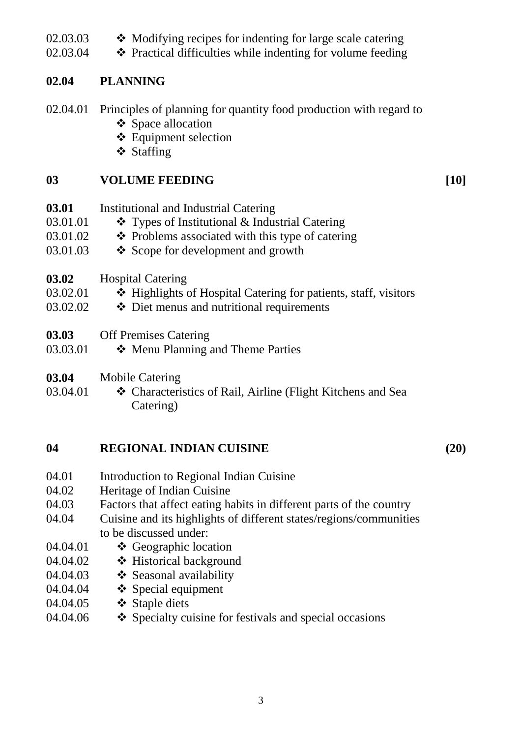02.03.03 ❖ Modifying recipes for indenting for large scale catering
02.03.04 ❖ Practical difficulties while indenting for volume feeding

**02.04 PLANNING**

02.04.01 Principles of planning for quantity food production with regard to

- ❖ Space allocation
- ❖ Equipment selection
- ❖ Staffing

**03 VOLUME FEEDING [10]**

**03.01** Institutional and Industrial Catering
03.01.01 ❖ Types of Institutional & Industrial Catering
03.01.02 ❖ Problems associated with this type of catering
03.01.03 ❖ Scope for development and growth

**03.02** Hospital Catering
03.02.01 ❖ Highlights of Hospital Catering for patients, staff, visitors
03.02.02 ❖ Diet menus and nutritional requirements

**03.03** Off Premises Catering
03.03.01 ❖ Menu Planning and Theme Parties

**03.04** Mobile Catering
03.04.01 ❖ Characteristics of Rail, Airline (Flight Kitchens and Sea Catering)

**04 REGIONAL INDIAN CUISINE (20)**

04.01 Introduction to Regional Indian Cuisine
04.02 Heritage of Indian Cuisine
04.03 Factors that affect eating habits in different parts of the country
04.04 Cuisine and its highlights of different states/regions/communities to be discussed under:
04.04.01 ❖ Geographic location
04.04.02 ❖ Historical background
04.04.03 ❖ Seasonal availability
04.04.04 ❖ Special equipment
04.04.05 ❖ Staple diets
04.04.06 ❖ Specialty cuisine for festivals and special occasions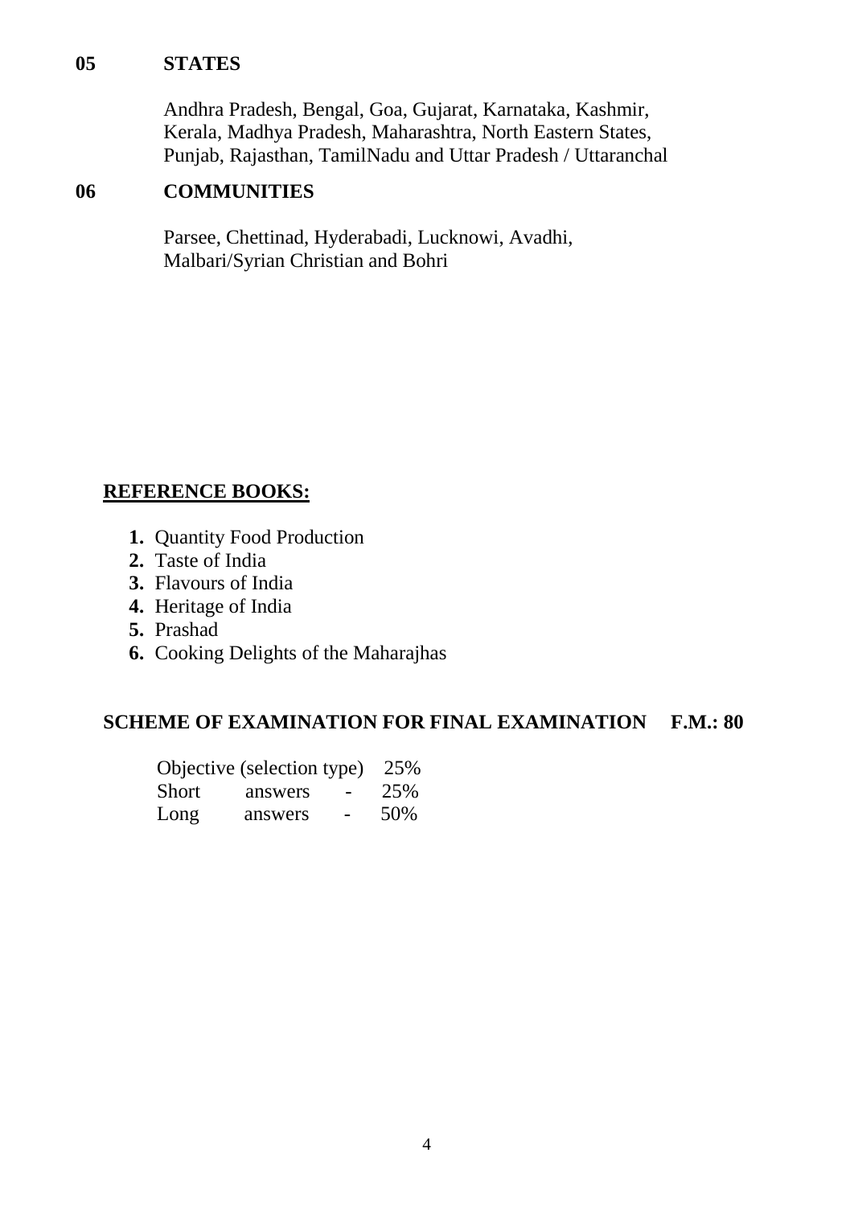**05 STATES**

Andhra Pradesh, Bengal, Goa, Gujarat, Karnataka, Kashmir, Kerala, Madhya Pradesh, Maharashtra, North Eastern States, Punjab, Rajasthan, TamilNadu and Uttar Pradesh / Uttaranchal

**06 COMMUNITIES**

Parsee, Chettinad, Hyderabadi, Lucknowi, Avadhi, Malbari/Syrian Christian and Bohri

**REFERENCE BOOKS:**

1. Quantity Food Production
2. Taste of India
3. Flavours of India
4. Heritage of India
5. Prashad
6. Cooking Delights of the Maharajhas

**SCHEME OF EXAMINATION FOR FINAL EXAMINATION F.M.: 80**

| | |
|---|---|
| Objective (selection type) | 25% |
| Short answers - | 25% |
| Long answers - | 50% |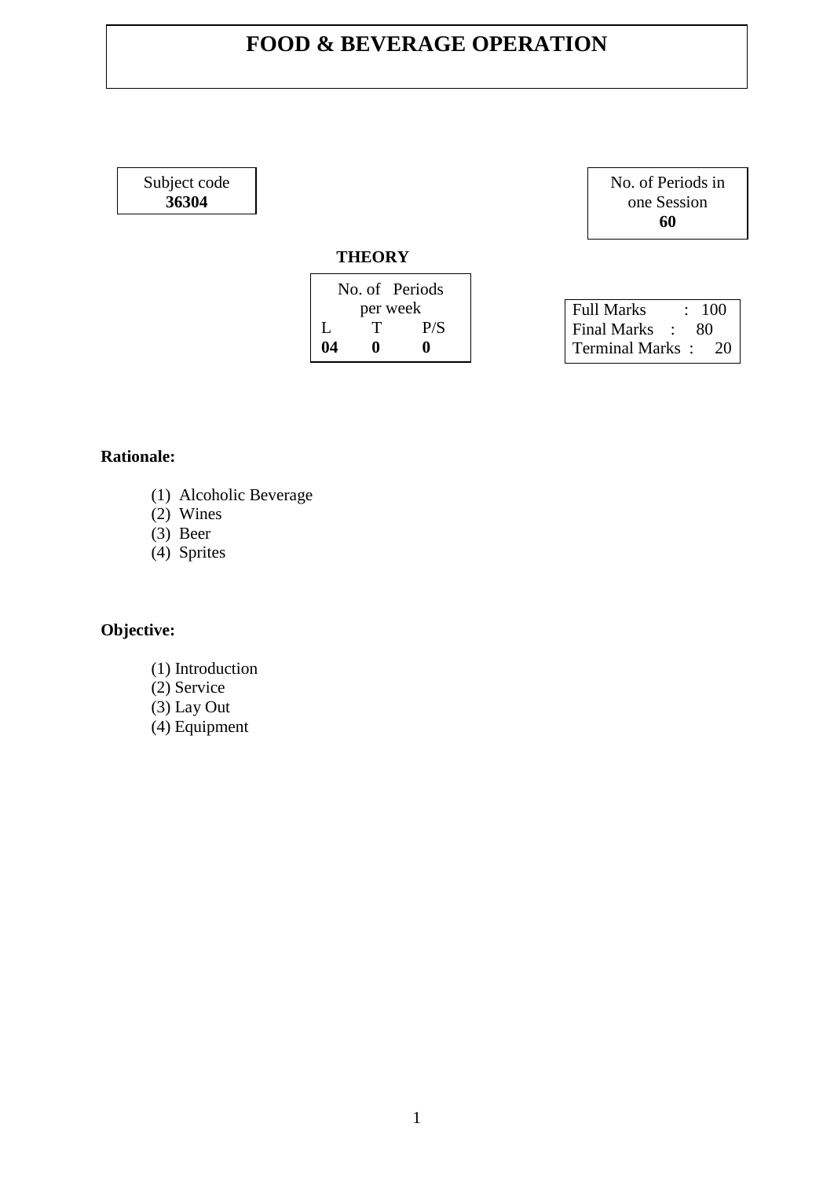# FOOD & BEVERAGE OPERATION

| Subject code |
|---|
| **36304** |

| No. of Periods in one Session |
|---|
| **60** |

**THEORY**

| No. of Periods per week | | |
|---|---|---|
| L | T | P/S |
| **04** | **0** | **0** |

| | |
|---|---|
| Full Marks | : 100 |
| Final Marks | : 80 |
| Terminal Marks | : 20 |

**Rationale:**

(1) Alcoholic Beverage
(2) Wines
(3) Beer
(4) Sprites

**Objective:**

(1) Introduction
(2) Service
(3) Lay Out
(4) Equipment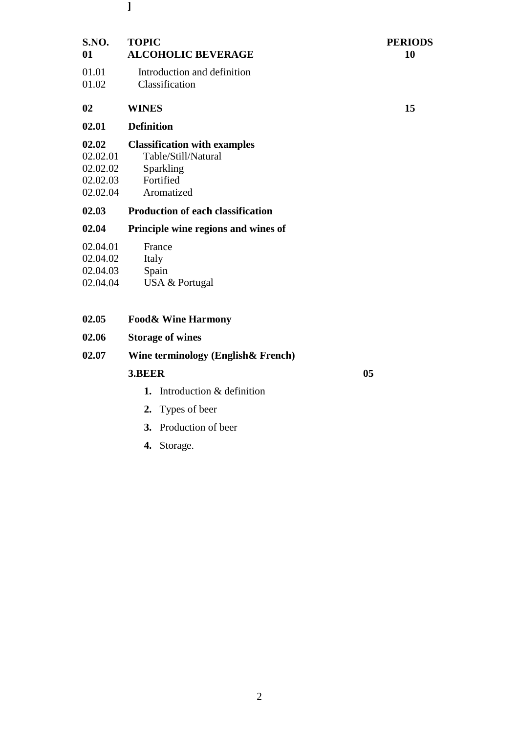]

| S.NO. | TOPIC | PERIODS |
|---|---|---|
| **01** | **ALCOHOLIC BEVERAGE** | **10** |
| 01.01 | Introduction and definition | |
| 01.02 | Classification | |
| **02** | **WINES** | **15** |
| **02.01** | **Definition** | |
| **02.02** | **Classification with examples** | |
| 02.02.01 | Table/Still/Natural | |
| 02.02.02 | Sparkling | |
| 02.02.03 | Fortified | |
| 02.02.04 | Aromatized | |
| **02.03** | **Production of each classification** | |
| **02.04** | **Principle wine regions and wines of** | |
| 02.04.01 | France | |
| 02.04.02 | Italy | |
| 02.04.03 | Spain | |
| 02.04.04 | USA & Portugal | |
| **02.05** | **Food& Wine Harmony** | |
| **02.06** | **Storage of wines** | |
| **02.07** | **Wine terminology (English& French)** | |
| | **3.BEER** | **05** |

1. Introduction & definition
2. Types of beer
3. Production of beer
4. Storage.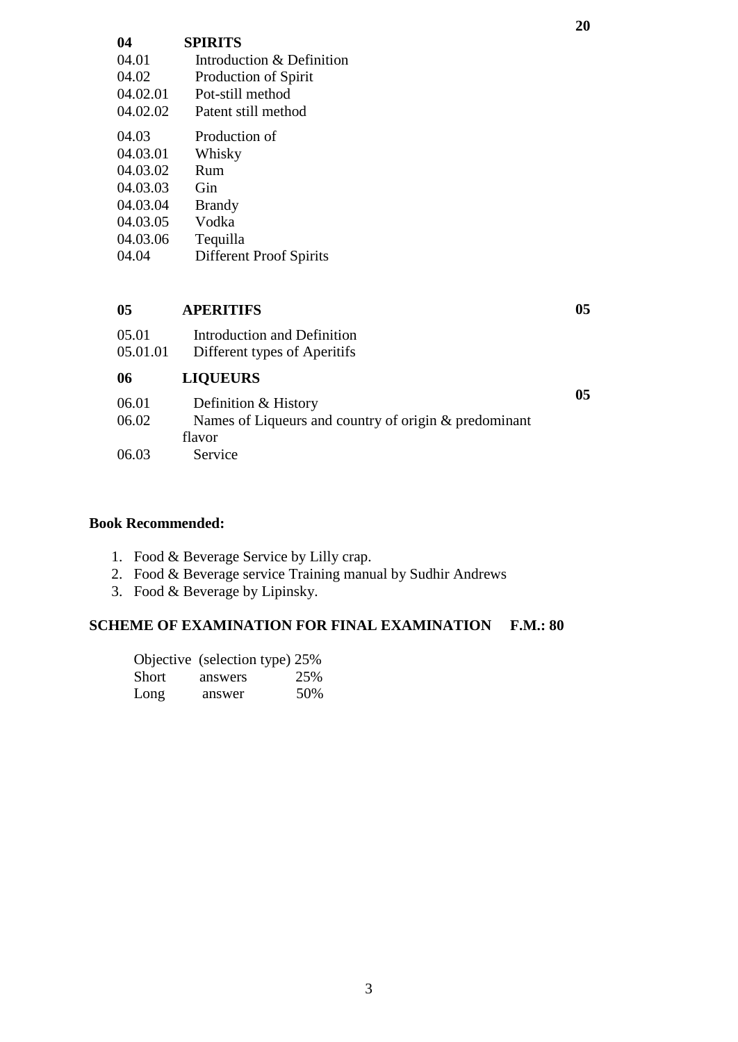| | | |
|---|---|---|
| **04** | **SPIRITS** | **20** |
| 04.01 | Introduction & Definition | |
| 04.02 | Production of Spirit | |
| 04.02.01 | Pot-still method | |
| 04.02.02 | Patent still method | |
| 04.03 | Production of | |
| 04.03.01 | Whisky | |
| 04.03.02 | Rum | |
| 04.03.03 | Gin | |
| 04.03.04 | Brandy | |
| 04.03.05 | Vodka | |
| 04.03.06 | Tequilla | |
| 04.04 | Different Proof Spirits | |
| | | |
| **05** | **APERITIFS** | **05** |
| 05.01 | Introduction and Definition | |
| 05.01.01 | Different types of Aperitifs | |
| **06** | **LIQUEURS** | **05** |
| 06.01 | Definition & History | |
| 06.02 | Names of Liqueurs and country of origin & predominant flavor | |
| 06.03 | Service | |

**Book Recommended:**

1. Food & Beverage Service by Lilly crap.
2. Food & Beverage service Training manual by Sudhir Andrews
3. Food & Beverage by Lipinsky.

**SCHEME OF EXAMINATION FOR FINAL EXAMINATION F.M.: 80**

| | | |
|---|---|---|
| Objective | (selection type) | 25% |
| Short | answers | 25% |
| Long | answer | 50% |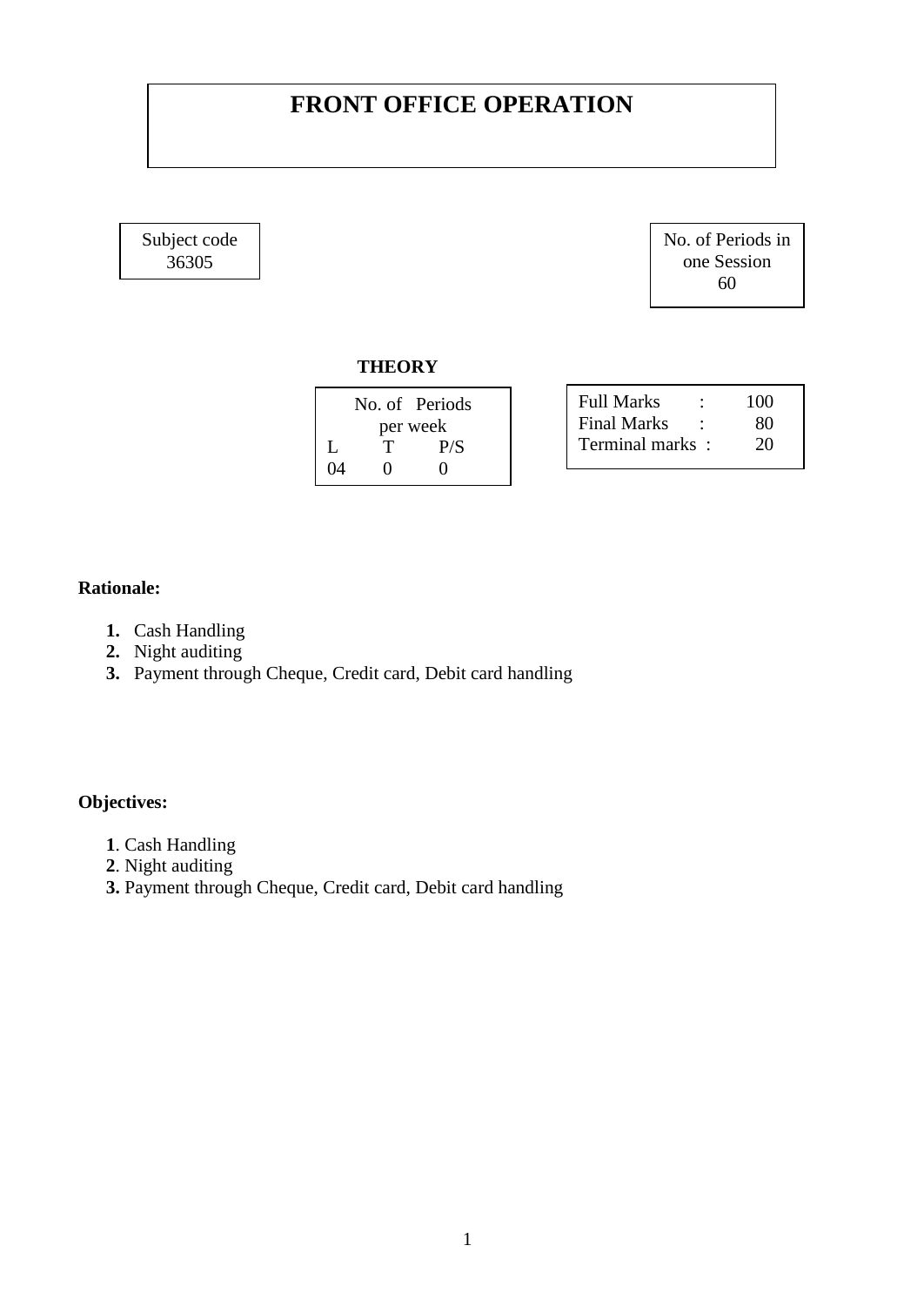# FRONT OFFICE OPERATION

| Subject code |
|---|
| 36305 |

| No. of Periods in one Session |
|---|
| 60 |

**THEORY**

| No. of Periods per week | | |
|---|---|---|
| L | T | P/S |
| 04 | 0 | 0 |

| | | |
|---|---|---|
| Full Marks | : | 100 |
| Final Marks | : | 80 |
| Terminal marks | : | 20 |

**Rationale:**

1. Cash Handling
2. Night auditing
3. Payment through Cheque, Credit card, Debit card handling

**Objectives:**

1. Cash Handling
2. Night auditing
3. Payment through Cheque, Credit card, Debit card handling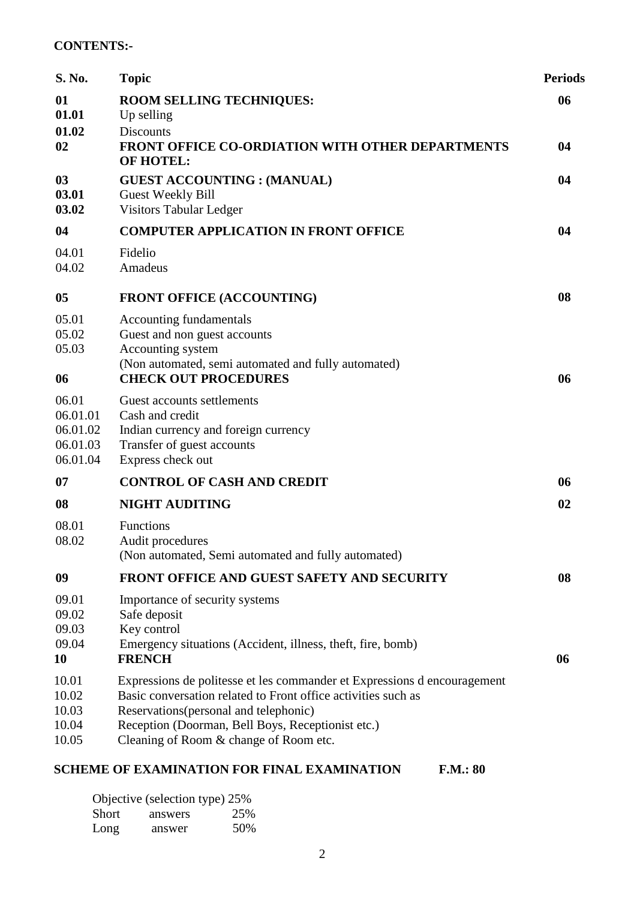**CONTENTS:-**

| S. No. | Topic | Periods |
|---|---|---|
| **01** | **ROOM SELLING TECHNIQUES:** | **06** |
| **01.01** | Up selling | |
| **01.02** | Discounts | |
| **02** | **FRONT OFFICE CO-ORDIATION WITH OTHER DEPARTMENTS OF HOTEL:** | **04** |
| **03** | **GUEST ACCOUNTING : (MANUAL)** | **04** |
| **03.01** | Guest Weekly Bill | |
| **03.02** | Visitors Tabular Ledger | |
| **04** | **COMPUTER APPLICATION IN FRONT OFFICE** | **04** |
| 04.01 | Fidelio | |
| 04.02 | Amadeus | |
| **05** | **FRONT OFFICE (ACCOUNTING)** | **08** |
| 05.01 | Accounting fundamentals | |
| 05.02 | Guest and non guest accounts | |
| 05.03 | Accounting system (Non automated, semi automated and fully automated) | |
| **06** | **CHECK OUT PROCEDURES** | **06** |
| 06.01 | Guest accounts settlements | |
| 06.01.01 | Cash and credit | |
| 06.01.02 | Indian currency and foreign currency | |
| 06.01.03 | Transfer of guest accounts | |
| 06.01.04 | Express check out | |
| **07** | **CONTROL OF CASH AND CREDIT** | **06** |
| **08** | **NIGHT AUDITING** | **02** |
| 08.01 | Functions | |
| 08.02 | Audit procedures (Non automated, Semi automated and fully automated) | |
| **09** | **FRONT OFFICE AND GUEST SAFETY AND SECURITY** | **08** |
| 09.01 | Importance of security systems | |
| 09.02 | Safe deposit | |
| 09.03 | Key control | |
| 09.04 | Emergency situations (Accident, illness, theft, fire, bomb) | |
| **10** | **FRENCH** | **06** |
| 10.01 | Expressions de politesse et les commander et Expressions d encouragement | |
| 10.02 | Basic conversation related to Front office activities such as | |
| 10.03 | Reservations(personal and telephonic) | |
| 10.04 | Reception (Doorman, Bell Boys, Receptionist etc.) | |
| 10.05 | Cleaning of Room & change of Room etc. | |

**SCHEME OF EXAMINATION FOR FINAL EXAMINATION F.M.: 80**

| | |
|---|---|
| Objective (selection type) | 25% |
| Short answers | 25% |
| Long answer | 50% |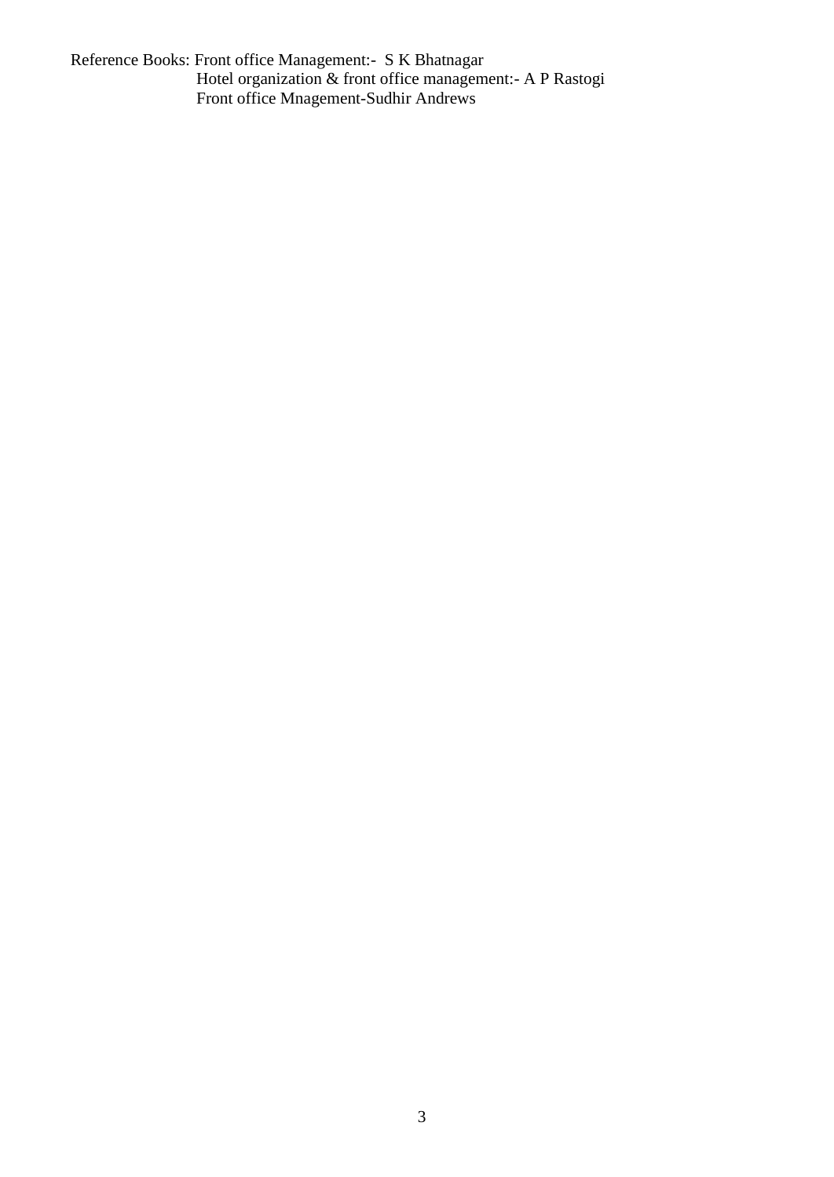Reference Books: Front office Management:- S K Bhatnagar
Hotel organization & front office management:- A P Rastogi
Front office Mnagement-Sudhir Andrews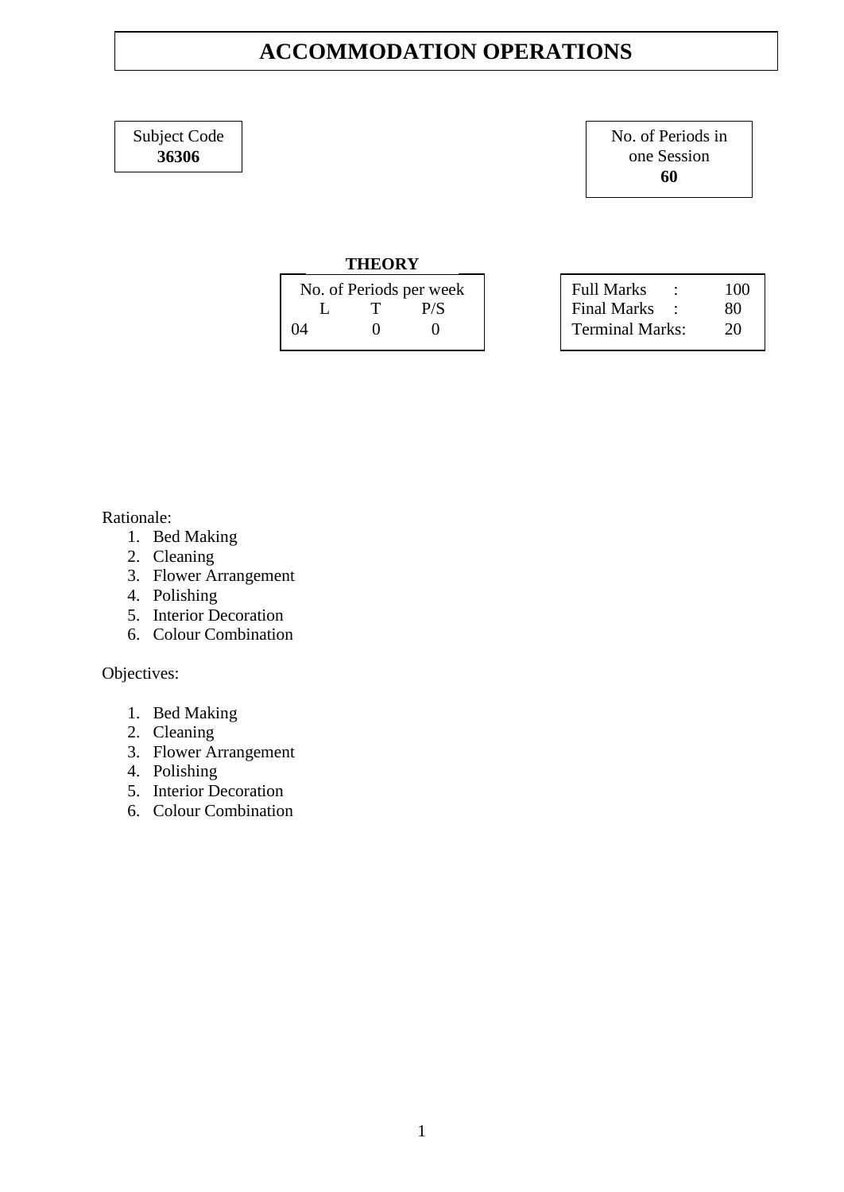# ACCOMMODATION OPERATIONS

| Subject Code |
|---|
| **36306** |

| No. of Periods in one Session |
|---|
| **60** |

**THEORY**

| No. of Periods per week | | |
|---|---|---|
| L | T | P/S |
| 04 | 0 | 0 |

| | | |
|---|---|---|
| Full Marks | : | 100 |
| Final Marks | : | 80 |
| Terminal Marks: | | 20 |

Rationale:

1. Bed Making
2. Cleaning
3. Flower Arrangement
4. Polishing
5. Interior Decoration
6. Colour Combination

Objectives:

1. Bed Making
2. Cleaning
3. Flower Arrangement
4. Polishing
5. Interior Decoration
6. Colour Combination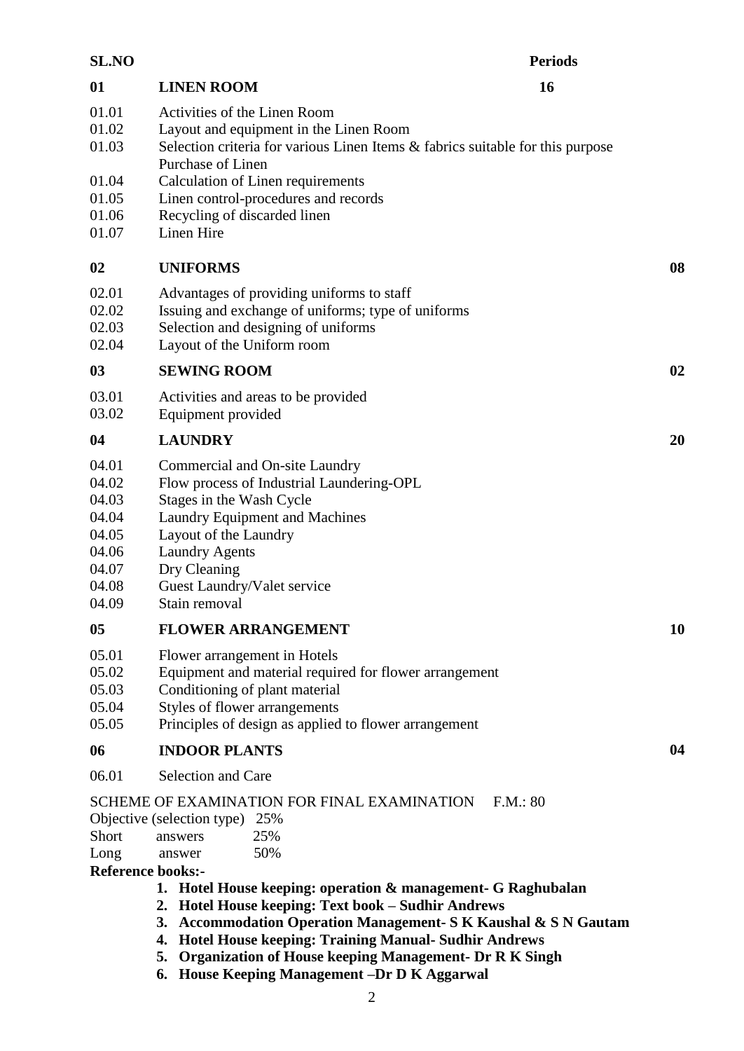| SL.NO | | Periods |
|---|---|---|
| **01** | **LINEN ROOM** | **16** |
| 01.01 | Activities of the Linen Room | |
| 01.02 | Layout and equipment in the Linen Room | |
| 01.03 | Selection criteria for various Linen Items & fabrics suitable for this purpose Purchase of Linen | |
| 01.04 | Calculation of Linen requirements | |
| 01.05 | Linen control-procedures and records | |
| 01.06 | Recycling of discarded linen | |
| 01.07 | Linen Hire | |
| **02** | **UNIFORMS** | **08** |
| 02.01 | Advantages of providing uniforms to staff | |
| 02.02 | Issuing and exchange of uniforms; type of uniforms | |
| 02.03 | Selection and designing of uniforms | |
| 02.04 | Layout of the Uniform room | |
| **03** | **SEWING ROOM** | **02** |
| 03.01 | Activities and areas to be provided | |
| 03.02 | Equipment provided | |
| **04** | **LAUNDRY** | **20** |
| 04.01 | Commercial and On-site Laundry | |
| 04.02 | Flow process of Industrial Laundering-OPL | |
| 04.03 | Stages in the Wash Cycle | |
| 04.04 | Laundry Equipment and Machines | |
| 04.05 | Layout of the Laundry | |
| 04.06 | Laundry Agents | |
| 04.07 | Dry Cleaning | |
| 04.08 | Guest Laundry/Valet service | |
| 04.09 | Stain removal | |
| **05** | **FLOWER ARRANGEMENT** | **10** |
| 05.01 | Flower arrangement in Hotels | |
| 05.02 | Equipment and material required for flower arrangement | |
| 05.03 | Conditioning of plant material | |
| 05.04 | Styles of flower arrangements | |
| 05.05 | Principles of design as applied to flower arrangement | |
| **06** | **INDOOR PLANTS** | **04** |
| 06.01 | Selection and Care | |

SCHEME OF EXAMINATION FOR FINAL EXAMINATION F.M.: 80

Objective (selection type) 25%
Short answers 25%
Long answer 50%

**Reference books:-**

1. **Hotel House keeping: operation & management- G Raghubalan**
2. **Hotel House keeping: Text book – Sudhir Andrews**
3. **Accommodation Operation Management- S K Kaushal & S N Gautam**
4. **Hotel House keeping: Training Manual- Sudhir Andrews**
5. **Organization of House keeping Management- Dr R K Singh**
6. **House Keeping Management –Dr D K Aggarwal**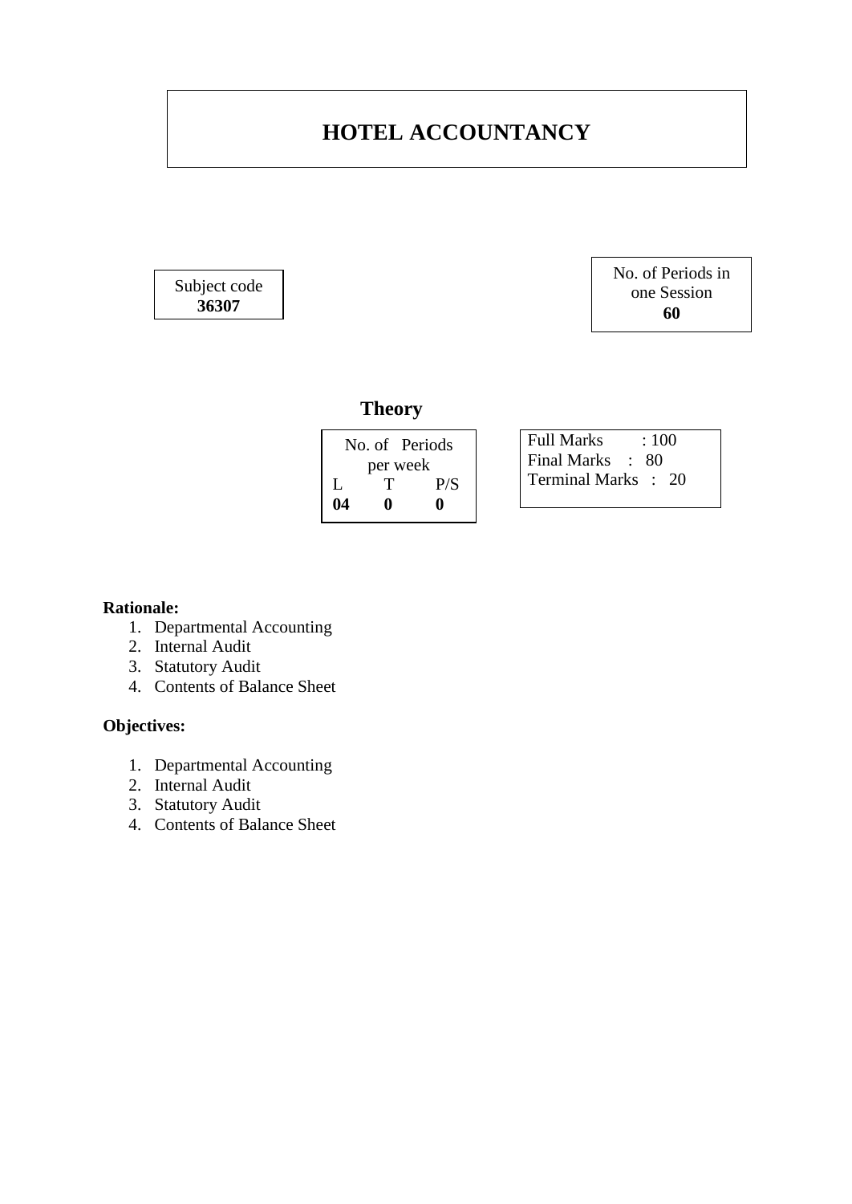# HOTEL ACCOUNTANCY

| Subject code |
|---|
| **36307** |

| No. of Periods in one Session |
|---|
| **60** |

## Theory

| No. of Periods per week | | |
|---|---|---|
| L | T | P/S |
| **04** | **0** | **0** |

| | |
|---|---|
| Full Marks | : 100 |
| Final Marks | : 80 |
| Terminal Marks | : 20 |

**Rationale:**

1. Departmental Accounting
2. Internal Audit
3. Statutory Audit
4. Contents of Balance Sheet

**Objectives:**

1. Departmental Accounting
2. Internal Audit
3. Statutory Audit
4. Contents of Balance Sheet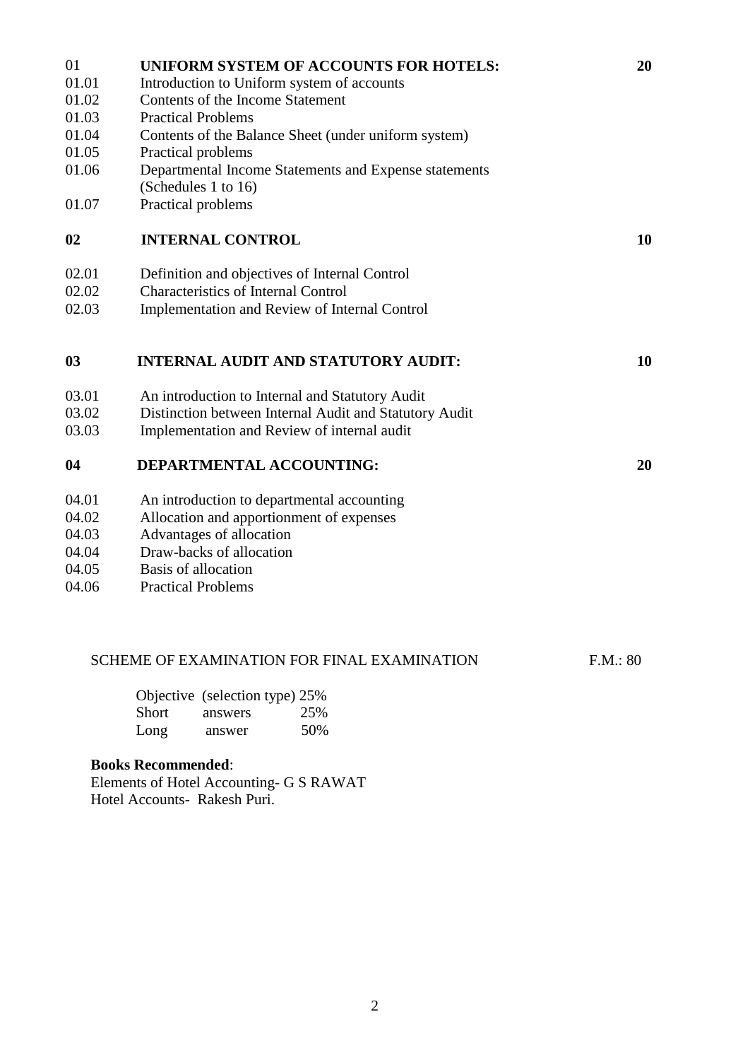| | | |
|---|---|---|
| 01 | **UNIFORM SYSTEM OF ACCOUNTS FOR HOTELS:** | **20** |
| 01.01 | Introduction to Uniform system of accounts | |
| 01.02 | Contents of the Income Statement | |
| 01.03 | Practical Problems | |
| 01.04 | Contents of the Balance Sheet (under uniform system) | |
| 01.05 | Practical problems | |
| 01.06 | Departmental Income Statements and Expense statements (Schedules 1 to 16) | |
| 01.07 | Practical problems | |
| **02** | **INTERNAL CONTROL** | **10** |
| 02.01 | Definition and objectives of Internal Control | |
| 02.02 | Characteristics of Internal Control | |
| 02.03 | Implementation and Review of Internal Control | |
| **03** | **INTERNAL AUDIT AND STATUTORY AUDIT:** | **10** |
| 03.01 | An introduction to Internal and Statutory Audit | |
| 03.02 | Distinction between Internal Audit and Statutory Audit | |
| 03.03 | Implementation and Review of internal audit | |
| **04** | **DEPARTMENTAL ACCOUNTING:** | **20** |
| 04.01 | An introduction to departmental accounting | |
| 04.02 | Allocation and apportionment of expenses | |
| 04.03 | Advantages of allocation | |
| 04.04 | Draw-backs of allocation | |
| 04.05 | Basis of allocation | |
| 04.06 | Practical Problems | |

SCHEME OF EXAMINATION FOR FINAL EXAMINATION F.M.: 80

| | |
|---|---|
| Objective (selection type) | 25% |
| Short answers | 25% |
| Long answer | 50% |

**Books Recommended**:

Elements of Hotel Accounting- G S RAWAT

Hotel Accounts- Rakesh Puri.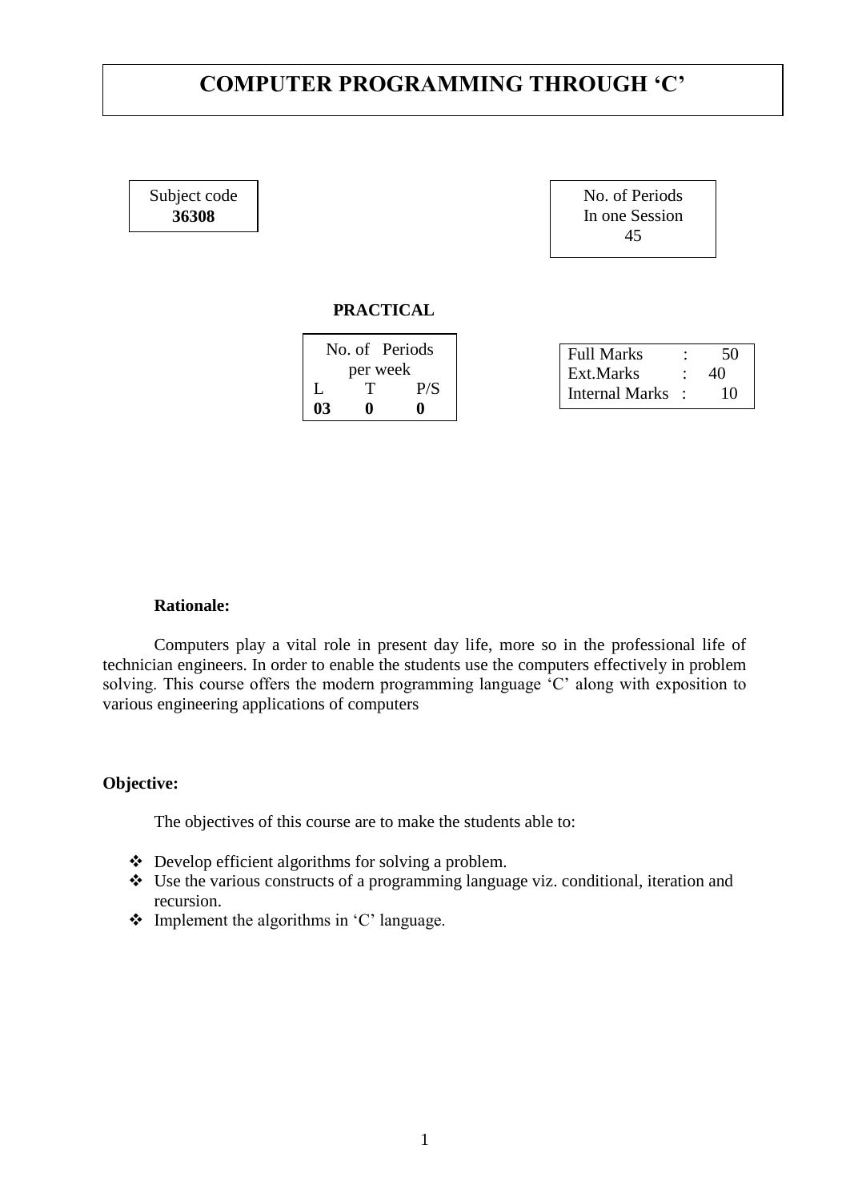# COMPUTER PROGRAMMING THROUGH 'C'

| Subject code |
|---|
| **36308** |

| No. of Periods In one Session |
|---|
| 45 |

**PRACTICAL**

| No. of Periods per week | | |
|---|---|---|
| L | T | P/S |
| **03** | **0** | **0** |

| | | |
|---|---|---|
| Full Marks | : | 50 |
| Ext.Marks | : | 40 |
| Internal Marks | : | 10 |

**Rationale:**

Computers play a vital role in present day life, more so in the professional life of technician engineers. In order to enable the students use the computers effectively in problem solving. This course offers the modern programming language 'C' along with exposition to various engineering applications of computers

**Objective:**

The objectives of this course are to make the students able to:

- Develop efficient algorithms for solving a problem.
- Use the various constructs of a programming language viz. conditional, iteration and recursion.
- Implement the algorithms in 'C' language.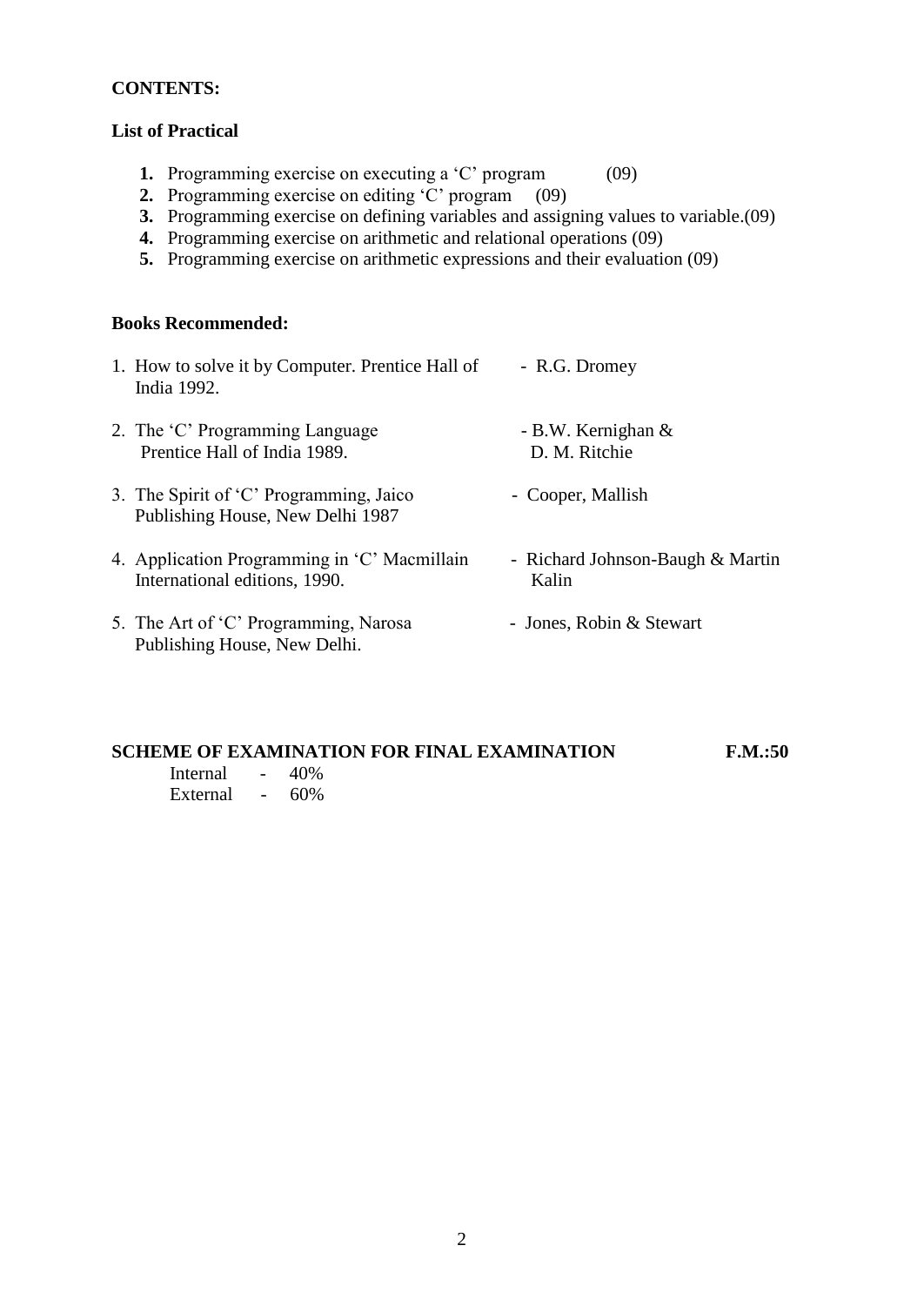**CONTENTS:**

**List of Practical**

1. Programming exercise on executing a 'C' program (09)
2. Programming exercise on editing 'C' program (09)
3. Programming exercise on defining variables and assigning values to variable.(09)
4. Programming exercise on arithmetic and relational operations (09)
5. Programming exercise on arithmetic expressions and their evaluation (09)

**Books Recommended:**

1. How to solve it by Computer. Prentice Hall of India 1992. - R.G. Dromey
2. The 'C' Programming Language Prentice Hall of India 1989. - B.W. Kernighan & D. M. Ritchie
3. The Spirit of 'C' Programming, Jaico Publishing House, New Delhi 1987 - Cooper, Mallish
4. Application Programming in 'C' Macmillain International editions, 1990. - Richard Johnson-Baugh & Martin Kalin
5. The Art of 'C' Programming, Narosa Publishing House, New Delhi. - Jones, Robin & Stewart

**SCHEME OF EXAMINATION FOR FINAL EXAMINATION** **F.M.:50**

Internal - 40%
External - 60%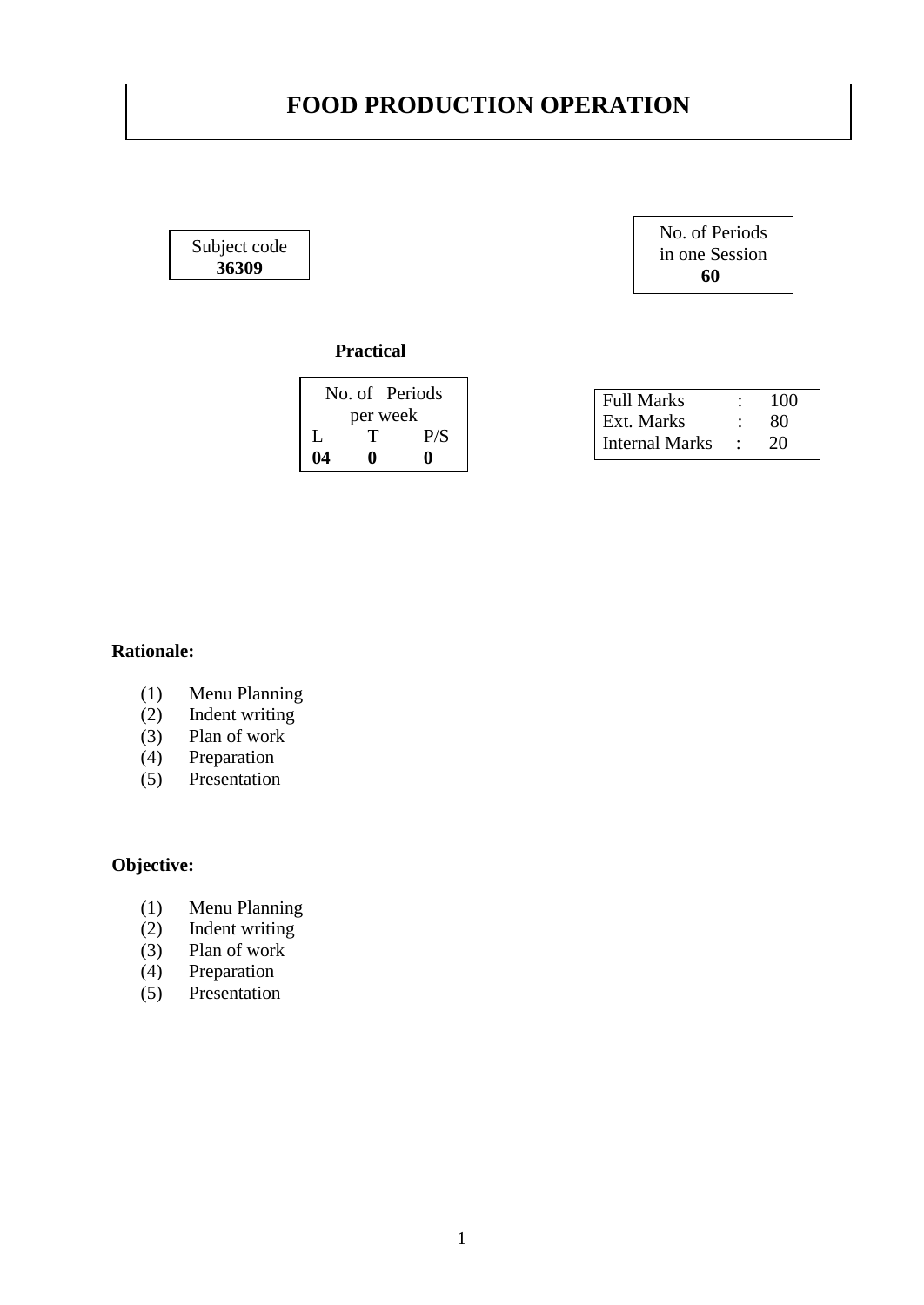# FOOD PRODUCTION OPERATION

| Subject code |
|---|
| **36309** |

| No. of Periods in one Session |
|---|
| **60** |

**Practical**

| No. of Periods per week | | |
|---|---|---|
| L | T | P/S |
| **04** | **0** | **0** |

| | | |
|---|---|---|
| Full Marks | : | 100 |
| Ext. Marks | : | 80 |
| Internal Marks | : | 20 |

**Rationale:**

(1) Menu Planning
(2) Indent writing
(3) Plan of work
(4) Preparation
(5) Presentation

**Objective:**

(1) Menu Planning
(2) Indent writing
(3) Plan of work
(4) Preparation
(5) Presentation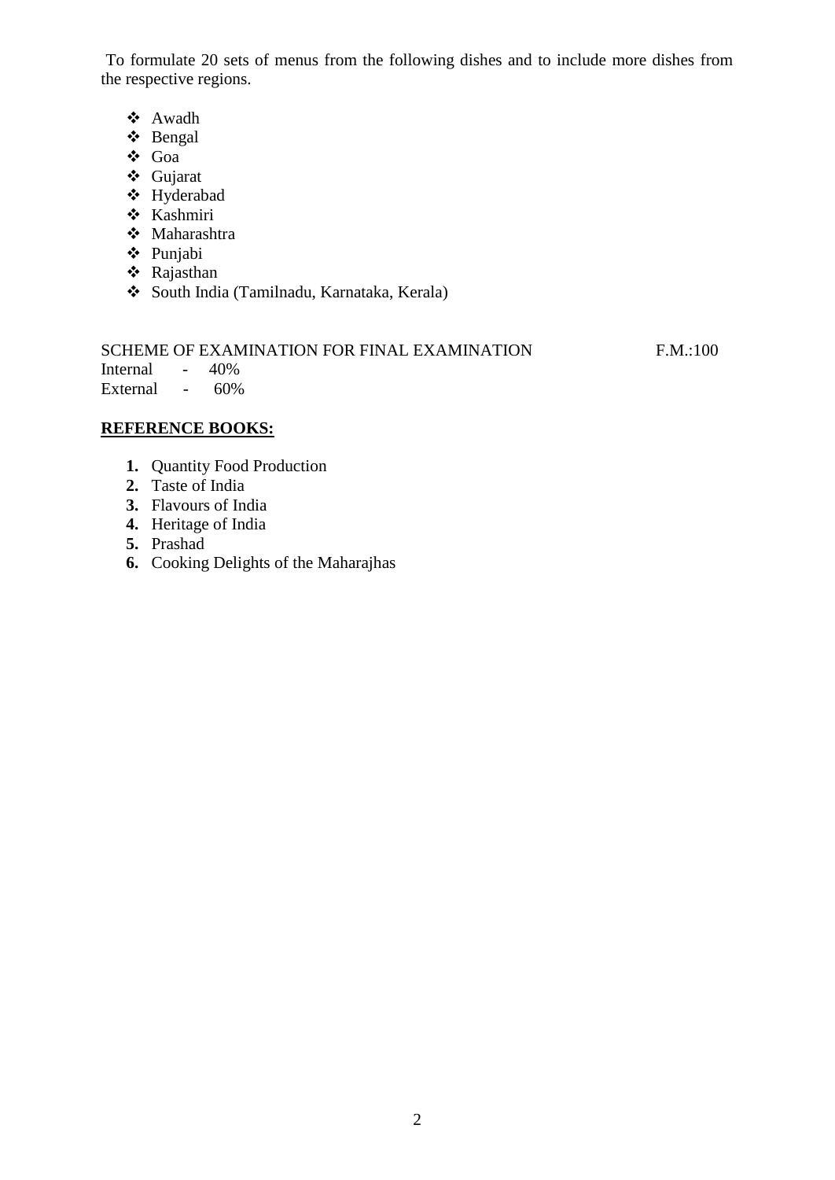To formulate 20 sets of menus from the following dishes and to include more dishes from the respective regions.

- Awadh
- Bengal
- Goa
- Gujarat
- Hyderabad
- Kashmiri
- Maharashtra
- Punjabi
- Rajasthan
- South India (Tamilnadu, Karnataka, Kerala)

SCHEME OF EXAMINATION FOR FINAL EXAMINATION F.M.:100

Internal - 40%

External - 60%

**REFERENCE BOOKS:**

1. Quantity Food Production
2. Taste of India
3. Flavours of India
4. Heritage of India
5. Prashad
6. Cooking Delights of the Maharajhas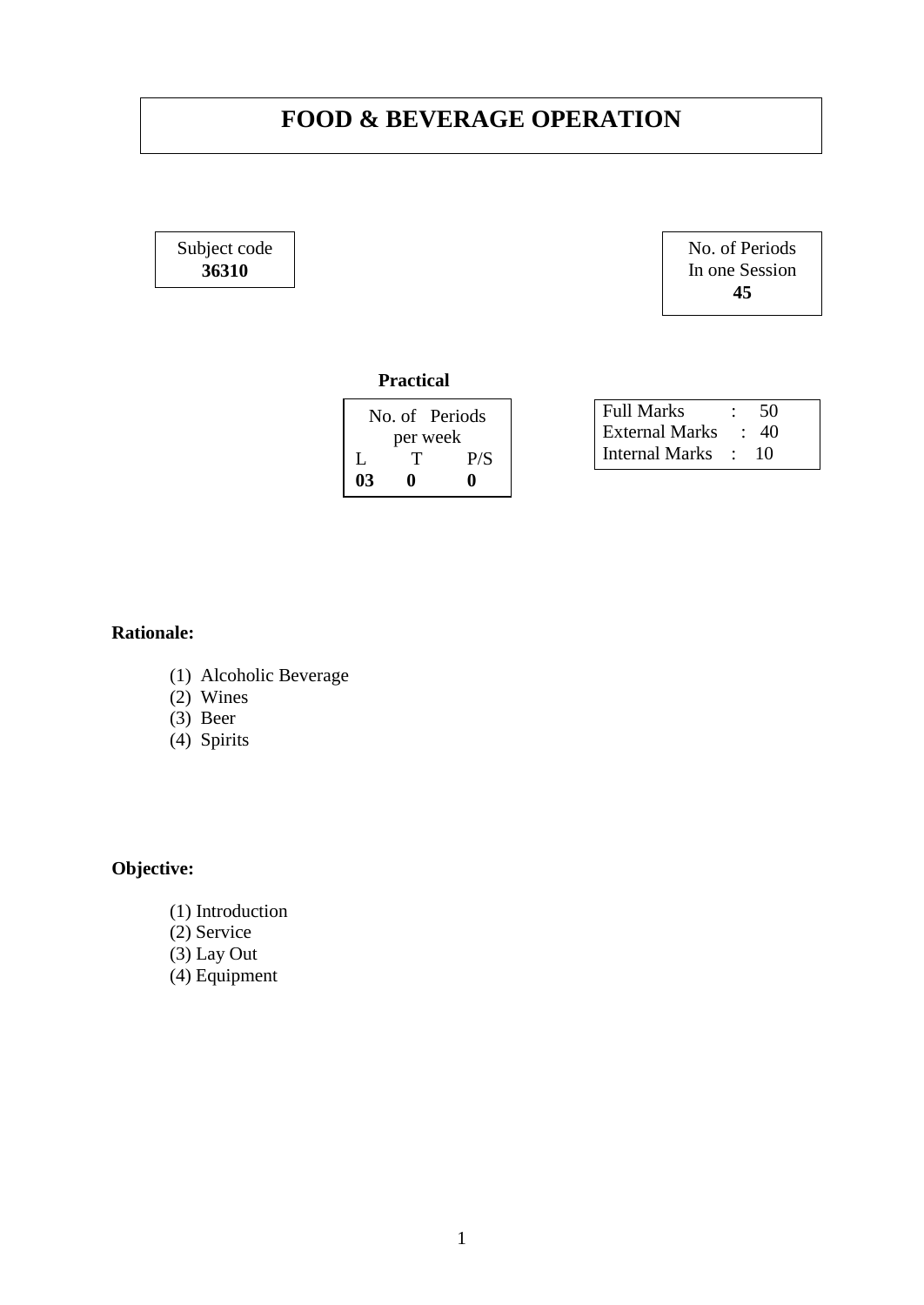# FOOD & BEVERAGE OPERATION

| Subject code |
| --- |
| **36310** |

| No. of Periods In one Session |
| --- |
| **45** |

**Practical**

| No. of Periods per week | | |
| --- | --- | --- |
| L | T | P/S |
| **03** | **0** | **0** |

| | | |
| --- | --- | --- |
| Full Marks | : | 50 |
| External Marks | : | 40 |
| Internal Marks | : | 10 |

**Rationale:**

(1) Alcoholic Beverage
(2) Wines
(3) Beer
(4) Spirits

**Objective:**

(1) Introduction
(2) Service
(3) Lay Out
(4) Equipment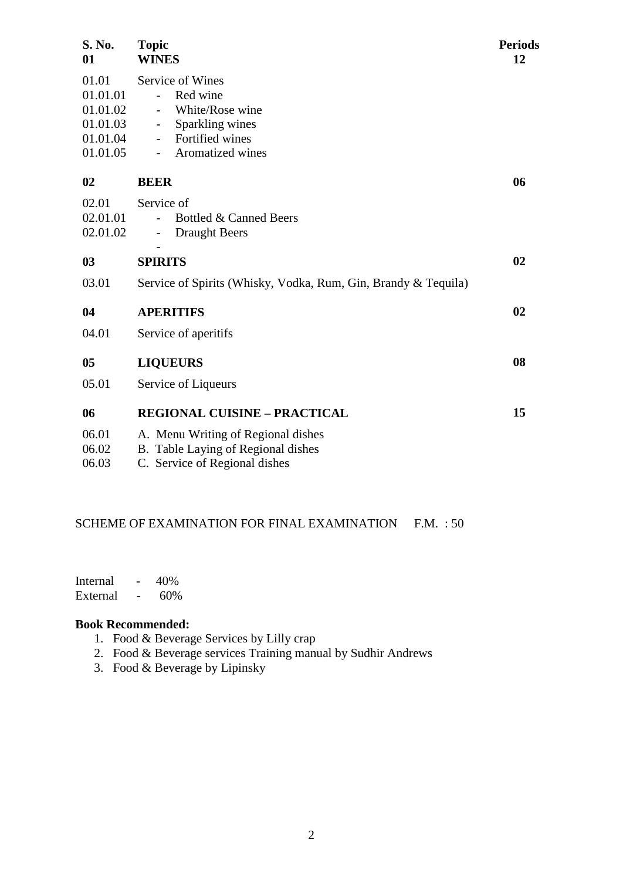| S. No. | Topic | Periods |
|---|---|---|
| **01** | **WINES** | **12** |
| 01.01 | Service of Wines | |
| 01.01.01 | - Red wine | |
| 01.01.02 | - White/Rose wine | |
| 01.01.03 | - Sparkling wines | |
| 01.01.04 | - Fortified wines | |
| 01.01.05 | - Aromatized wines | |
| **02** | **BEER** | **06** |
| 02.01 | Service of | |
| 02.01.01 | - Bottled & Canned Beers | |
| 02.01.02 | - Draught Beers | |
| | - | |
| **03** | **SPIRITS** | **02** |
| 03.01 | Service of Spirits (Whisky, Vodka, Rum, Gin, Brandy & Tequila) | |
| **04** | **APERITIFS** | **02** |
| 04.01 | Service of aperitifs | |
| **05** | **LIQUEURS** | **08** |
| 05.01 | Service of Liqueurs | |
| **06** | **REGIONAL CUISINE – PRACTICAL** | **15** |
| 06.01 | A. Menu Writing of Regional dishes | |
| 06.02 | B. Table Laying of Regional dishes | |
| 06.03 | C. Service of Regional dishes | |

SCHEME OF EXAMINATION FOR FINAL EXAMINATION F.M. : 50

Internal - 40%
External - 60%

**Book Recommended:**

1. Food & Beverage Services by Lilly crap
2. Food & Beverage services Training manual by Sudhir Andrews
3. Food & Beverage by Lipinsky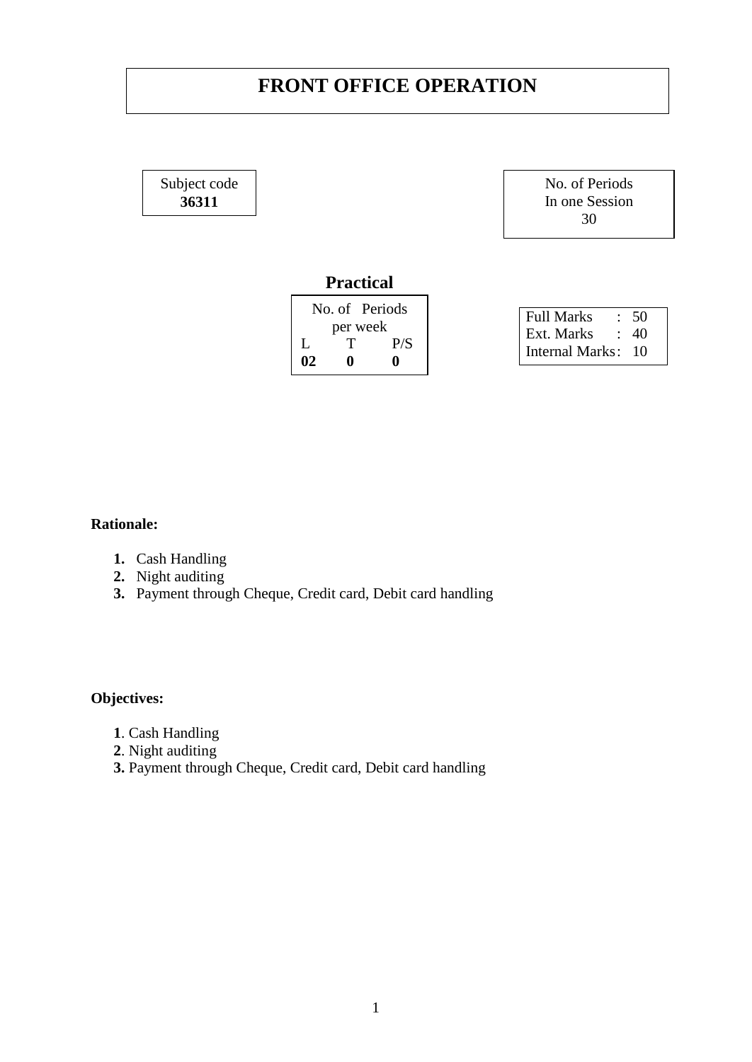# FRONT OFFICE OPERATION

| Subject code |
|---|
| **36311** |

| No. of Periods In one Session |
|---|
| 30 |

## Practical

| No. of Periods per week | | |
|---|---|---|
| L | T | P/S |
| **02** | **0** | **0** |

| | | |
|---|---|---|
| Full Marks | : | 50 |
| Ext. Marks | : | 40 |
| Internal Marks | : | 10 |

**Rationale:**

1. Cash Handling
2. Night auditing
3. Payment through Cheque, Credit card, Debit card handling

**Objectives:**

1. Cash Handling
2. Night auditing
3. Payment through Cheque, Credit card, Debit card handling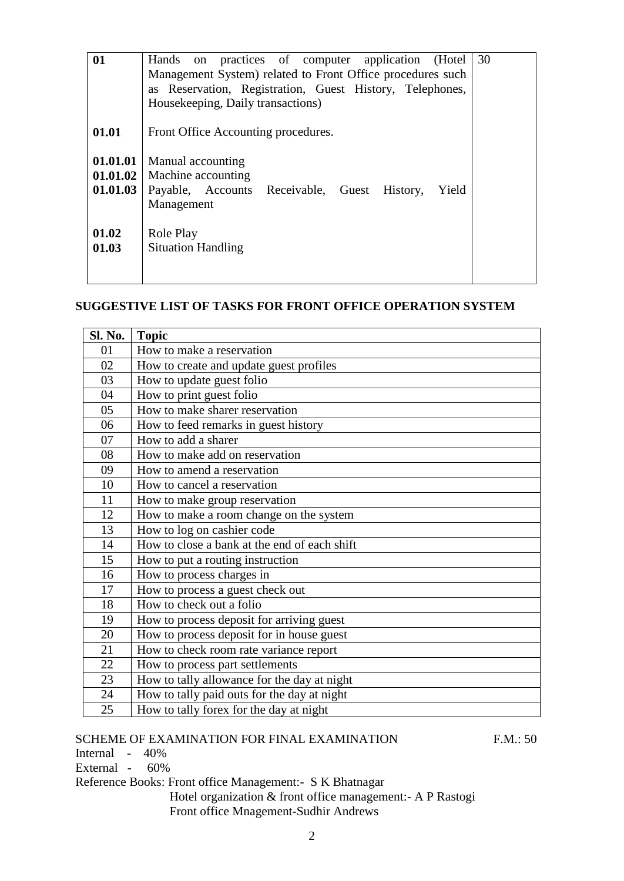| | | |
|---|---|---|
| **01** | Hands on practices of computer application (Hotel Management System) related to Front Office procedures such as Reservation, Registration, Guest History, Telephones, Housekeeping, Daily transactions) | 30 |
| **01.01** | Front Office Accounting procedures. | |
| **01.01.01** | Manual accounting | |
| **01.01.02** | Machine accounting | |
| **01.01.03** | Payable, Accounts Receivable, Guest History, Yield Management | |
| **01.02** | Role Play | |
| **01.03** | Situation Handling | |

**SUGGESTIVE LIST OF TASKS FOR FRONT OFFICE OPERATION SYSTEM**

| Sl. No. | Topic |
|---|---|
| 01 | How to make a reservation |
| 02 | How to create and update guest profiles |
| 03 | How to update guest folio |
| 04 | How to print guest folio |
| 05 | How to make sharer reservation |
| 06 | How to feed remarks in guest history |
| 07 | How to add a sharer |
| 08 | How to make add on reservation |
| 09 | How to amend a reservation |
| 10 | How to cancel a reservation |
| 11 | How to make group reservation |
| 12 | How to make a room change on the system |
| 13 | How to log on cashier code |
| 14 | How to close a bank at the end of each shift |
| 15 | How to put a routing instruction |
| 16 | How to process charges in |
| 17 | How to process a guest check out |
| 18 | How to check out a folio |
| 19 | How to process deposit for arriving guest |
| 20 | How to process deposit for in house guest |
| 21 | How to check room rate variance report |
| 22 | How to process part settlements |
| 23 | How to tally allowance for the day at night |
| 24 | How to tally paid outs for the day at night |
| 25 | How to tally forex for the day at night |

SCHEME OF EXAMINATION FOR FINAL EXAMINATION F.M.: 50

Internal - 40%

External - 60%

Reference Books: Front office Management:- S K Bhatnagar

Hotel organization & front office management:- A P Rastogi

Front office Mnagement-Sudhir Andrews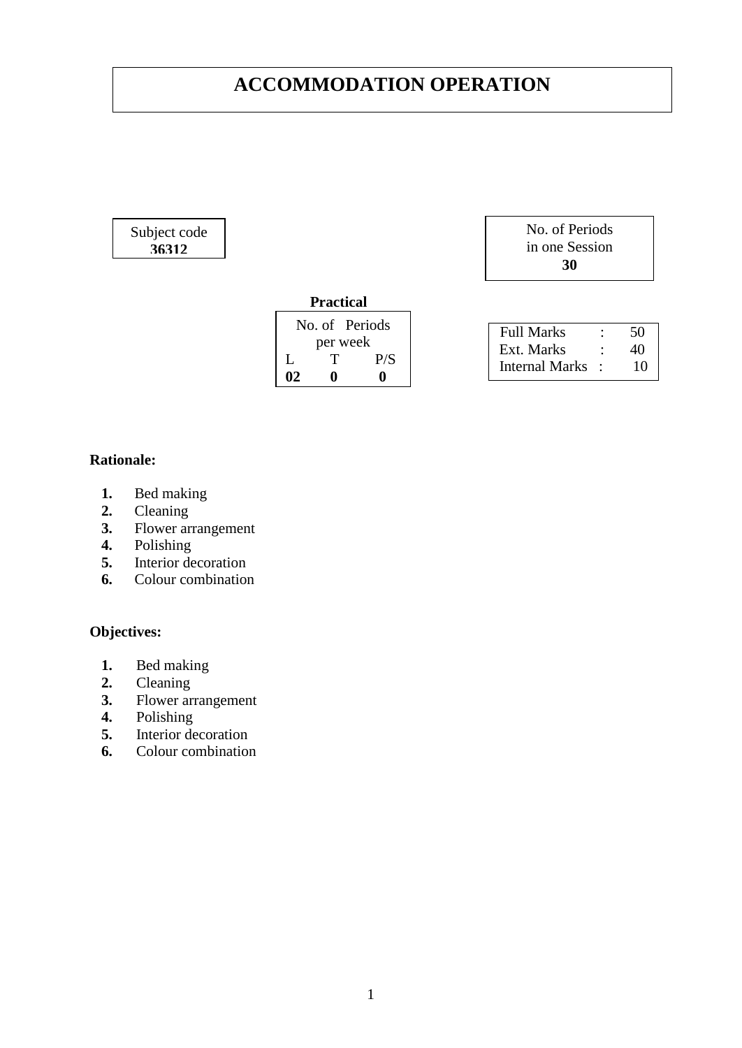# ACCOMMODATION OPERATION

| Subject code |
|---|
| **36312** |

| No. of Periods in one Session |
|---|
| **30** |

**Practical**

| No. of Periods per week | | |
|---|---|---|
| L | T | P/S |
| **02** | **0** | **0** |

| | | |
|---|---|---|
| Full Marks | : | 50 |
| Ext. Marks | : | 40 |
| Internal Marks | : | 10 |

**Rationale:**

1. Bed making
2. Cleaning
3. Flower arrangement
4. Polishing
5. Interior decoration
6. Colour combination

**Objectives:**

1. Bed making
2. Cleaning
3. Flower arrangement
4. Polishing
5. Interior decoration
6. Colour combination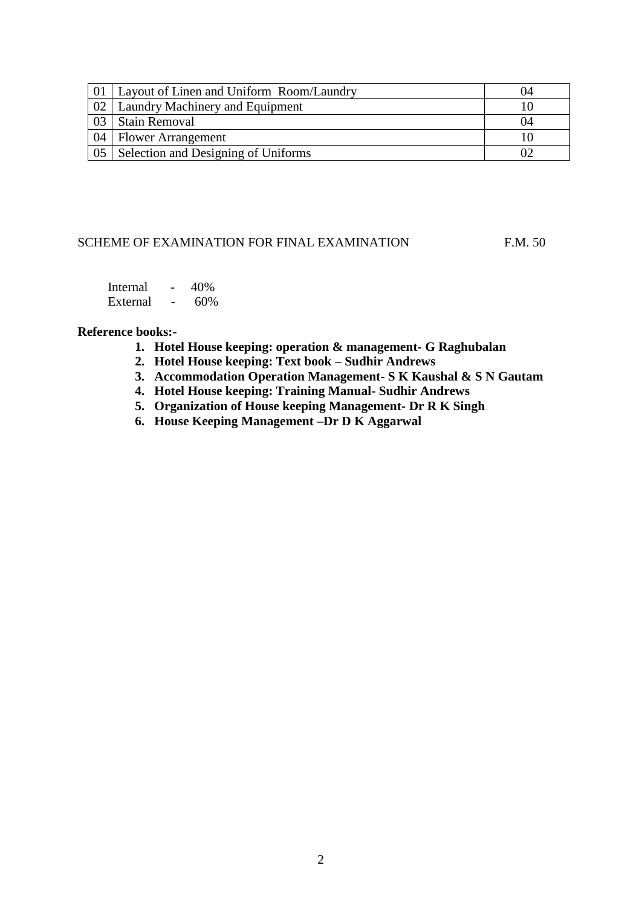| | | |
|---|---|---|
| 01 | Layout of Linen and Uniform Room/Laundry | 04 |
| 02 | Laundry Machinery and Equipment | 10 |
| 03 | Stain Removal | 04 |
| 04 | Flower Arrangement | 10 |
| 05 | Selection and Designing of Uniforms | 02 |

SCHEME OF EXAMINATION FOR FINAL EXAMINATION F.M. 50

Internal - 40%
External - 60%

**Reference books:-**

1. **Hotel House keeping: operation & management- G Raghubalan**
2. **Hotel House keeping: Text book – Sudhir Andrews**
3. **Accommodation Operation Management- S K Kaushal & S N Gautam**
4. **Hotel House keeping: Training Manual- Sudhir Andrews**
5. **Organization of House keeping Management- Dr R K Singh**
6. **House Keeping Management –Dr D K Aggarwal**